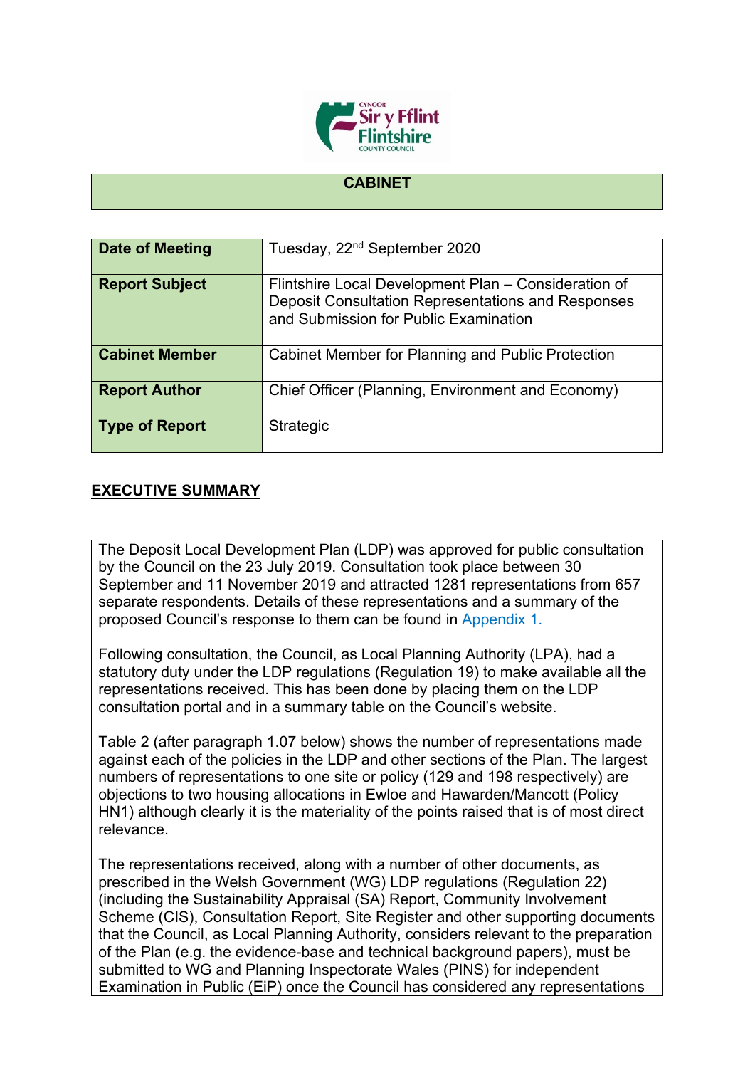## CABINET

| Date of Meeting | Tuesday, 22nd September 2020 |
|---|---|
| Report Subject | Flintshire Local Development Plan – Consideration of Deposit Consultation Representations and Responses and Submission for Public Examination |
| Cabinet Member | Cabinet Member for Planning and Public Protection |
| Report Author | Chief Officer (Planning, Environment and Economy) |
| Type of Report | Strategic |

## EXECUTIVE SUMMARY

The Deposit Local Development Plan (LDP) was approved for public consultation by the Council on the 23 July 2019. Consultation took place between 30 September and 11 November 2019 and attracted 1281 representations from 657 separate respondents. Details of these representations and a summary of the proposed Council's response to them can be found in Appendix 1.

Following consultation, the Council, as Local Planning Authority (LPA), had a statutory duty under the LDP regulations (Regulation 19) to make available all the representations received. This has been done by placing them on the LDP consultation portal and in a summary table on the Council's website.

Table 2 (after paragraph 1.07 below) shows the number of representations made against each of the policies in the LDP and other sections of the Plan. The largest numbers of representations to one site or policy (129 and 198 respectively) are objections to two housing allocations in Ewloe and Hawarden/Mancott (Policy HN1) although clearly it is the materiality of the points raised that is of most direct relevance.

The representations received, along with a number of other documents, as prescribed in the Welsh Government (WG) LDP regulations (Regulation 22) (including the Sustainability Appraisal (SA) Report, Community Involvement Scheme (CIS), Consultation Report, Site Register and other supporting documents that the Council, as Local Planning Authority, considers relevant to the preparation of the Plan (e.g. the evidence-base and technical background papers), must be submitted to WG and Planning Inspectorate Wales (PINS) for independent Examination in Public (EiP) once the Council has considered any representations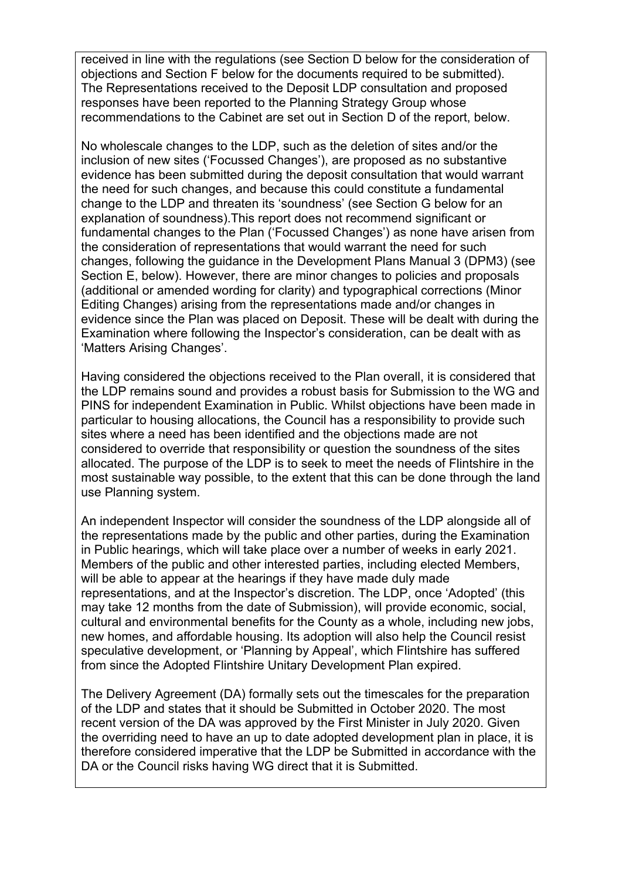received in line with the regulations (see Section D below for the consideration of objections and Section F below for the documents required to be submitted). The Representations received to the Deposit LDP consultation and proposed responses have been reported to the Planning Strategy Group whose recommendations to the Cabinet are set out in Section D of the report, below.

No wholescale changes to the LDP, such as the deletion of sites and/or the inclusion of new sites ('Focussed Changes'), are proposed as no substantive evidence has been submitted during the deposit consultation that would warrant the need for such changes, and because this could constitute a fundamental change to the LDP and threaten its 'soundness' (see Section G below for an explanation of soundness).This report does not recommend significant or fundamental changes to the Plan ('Focussed Changes') as none have arisen from the consideration of representations that would warrant the need for such changes, following the guidance in the Development Plans Manual 3 (DPM3) (see Section E, below). However, there are minor changes to policies and proposals (additional or amended wording for clarity) and typographical corrections (Minor Editing Changes) arising from the representations made and/or changes in evidence since the Plan was placed on Deposit. These will be dealt with during the Examination where following the Inspector's consideration, can be dealt with as 'Matters Arising Changes'.

Having considered the objections received to the Plan overall, it is considered that the LDP remains sound and provides a robust basis for Submission to the WG and PINS for independent Examination in Public. Whilst objections have been made in particular to housing allocations, the Council has a responsibility to provide such sites where a need has been identified and the objections made are not considered to override that responsibility or question the soundness of the sites allocated. The purpose of the LDP is to seek to meet the needs of Flintshire in the most sustainable way possible, to the extent that this can be done through the land use Planning system.

An independent Inspector will consider the soundness of the LDP alongside all of the representations made by the public and other parties, during the Examination in Public hearings, which will take place over a number of weeks in early 2021. Members of the public and other interested parties, including elected Members, will be able to appear at the hearings if they have made duly made representations, and at the Inspector's discretion. The LDP, once 'Adopted' (this may take 12 months from the date of Submission), will provide economic, social, cultural and environmental benefits for the County as a whole, including new jobs, new homes, and affordable housing. Its adoption will also help the Council resist speculative development, or 'Planning by Appeal', which Flintshire has suffered from since the Adopted Flintshire Unitary Development Plan expired.

The Delivery Agreement (DA) formally sets out the timescales for the preparation of the LDP and states that it should be Submitted in October 2020. The most recent version of the DA was approved by the First Minister in July 2020. Given the overriding need to have an up to date adopted development plan in place, it is therefore considered imperative that the LDP be Submitted in accordance with the DA or the Council risks having WG direct that it is Submitted.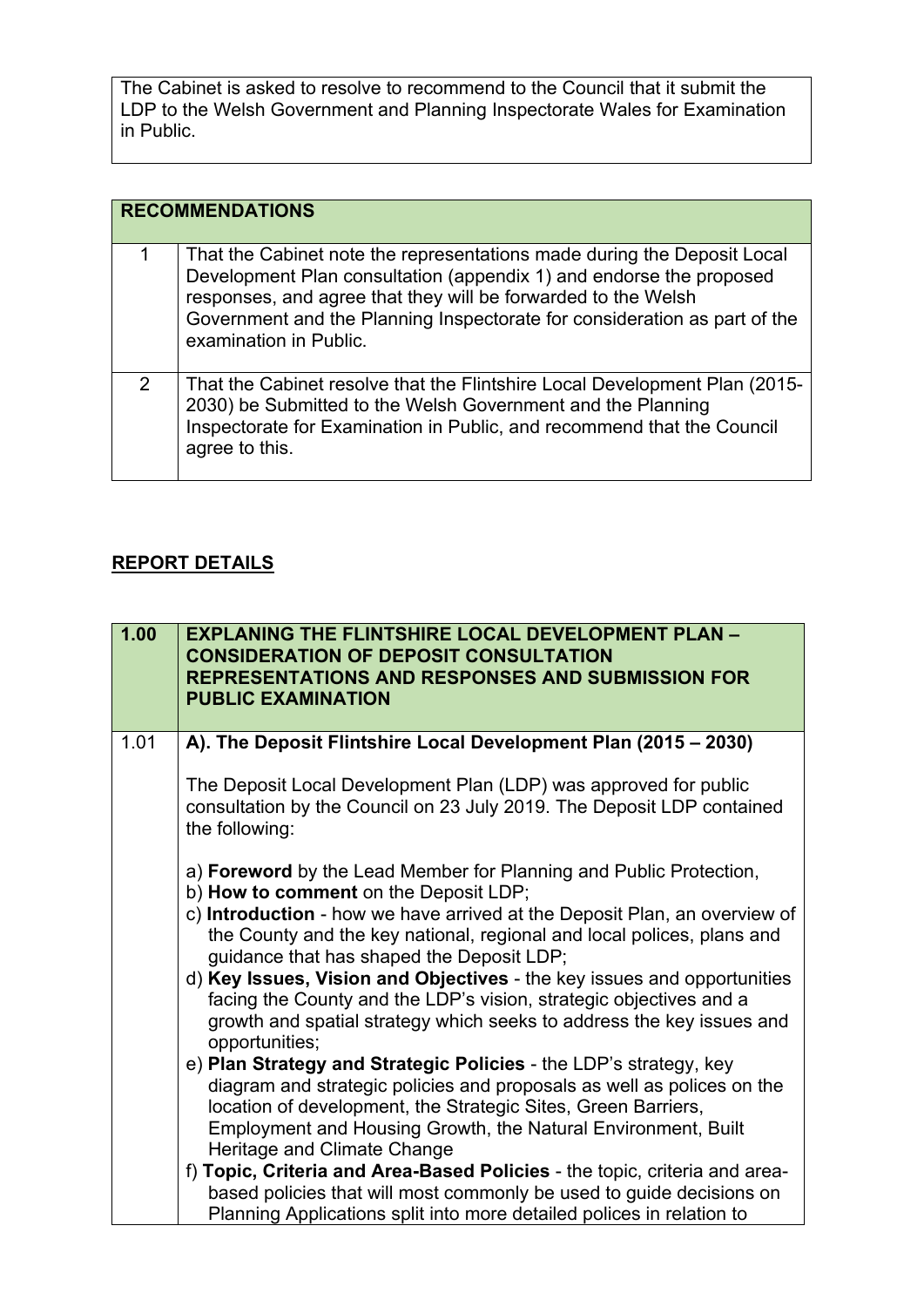| The Cabinet is asked to resolve to recommend to the Council that it submit the LDP to the Welsh Government and Planning Inspectorate Wales for Examination in Public. |
|---|

| RECOMMENDATIONS | |
|---|---|
| 1 | That the Cabinet note the representations made during the Deposit Local Development Plan consultation (appendix 1) and endorse the proposed responses, and agree that they will be forwarded to the Welsh Government and the Planning Inspectorate for consideration as part of the examination in Public. |
| 2 | That the Cabinet resolve that the Flintshire Local Development Plan (2015-2030) be Submitted to the Welsh Government and the Planning Inspectorate for Examination in Public, and recommend that the Council agree to this. |

## REPORT DETAILS

| 1.00 | **EXPLANING THE FLINTSHIRE LOCAL DEVELOPMENT PLAN – CONSIDERATION OF DEPOSIT CONSULTATION REPRESENTATIONS AND RESPONSES AND SUBMISSION FOR PUBLIC EXAMINATION** |
|---|---|
| 1.01 | **A). The Deposit Flintshire Local Development Plan (2015 – 2030)**<br><br>The Deposit Local Development Plan (LDP) was approved for public consultation by the Council on 23 July 2019. The Deposit LDP contained the following:<br><br>a) **Foreword** by the Lead Member for Planning and Public Protection,<br>b) **How to comment** on the Deposit LDP;<br>c) **Introduction** - how we have arrived at the Deposit Plan, an overview of the County and the key national, regional and local polices, plans and guidance that has shaped the Deposit LDP;<br>d) **Key Issues, Vision and Objectives** - the key issues and opportunities facing the County and the LDP's vision, strategic objectives and a growth and spatial strategy which seeks to address the key issues and opportunities;<br>e) **Plan Strategy and Strategic Policies** - the LDP's strategy, key diagram and strategic policies and proposals as well as polices on the location of development, the Strategic Sites, Green Barriers, Employment and Housing Growth, the Natural Environment, Built Heritage and Climate Change<br>f) **Topic, Criteria and Area-Based Policies** - the topic, criteria and area-based policies that will most commonly be used to guide decisions on Planning Applications split into more detailed polices in relation to |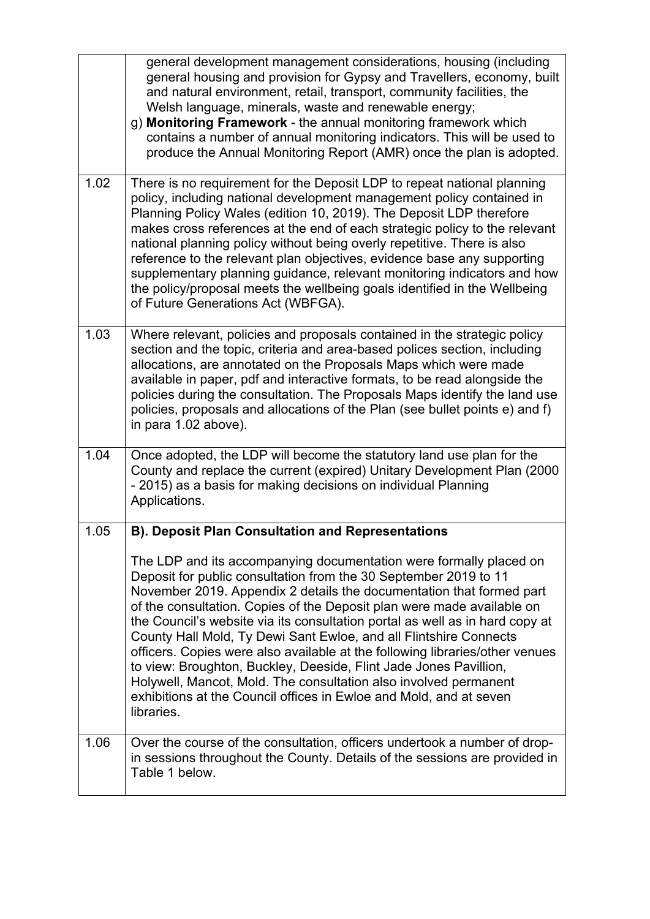| | |
|---|---|
| | general development management considerations, housing (including general housing and provision for Gypsy and Travellers, economy, built and natural environment, retail, transport, community facilities, the Welsh language, minerals, waste and renewable energy;<br>g) **Monitoring Framework** - the annual monitoring framework which contains a number of annual monitoring indicators. This will be used to produce the Annual Monitoring Report (AMR) once the plan is adopted. |
| 1.02 | There is no requirement for the Deposit LDP to repeat national planning policy, including national development management policy contained in Planning Policy Wales (edition 10, 2019). The Deposit LDP therefore makes cross references at the end of each strategic policy to the relevant national planning policy without being overly repetitive. There is also reference to the relevant plan objectives, evidence base any supporting supplementary planning guidance, relevant monitoring indicators and how the policy/proposal meets the wellbeing goals identified in the Wellbeing of Future Generations Act (WBFGA). |
| 1.03 | Where relevant, policies and proposals contained in the strategic policy section and the topic, criteria and area-based polices section, including allocations, are annotated on the Proposals Maps which were made available in paper, pdf and interactive formats, to be read alongside the policies during the consultation. The Proposals Maps identify the land use policies, proposals and allocations of the Plan (see bullet points e) and f) in para 1.02 above). |
| 1.04 | Once adopted, the LDP will become the statutory land use plan for the County and replace the current (expired) Unitary Development Plan (2000 - 2015) as a basis for making decisions on individual Planning Applications. |
| 1.05 | **B). Deposit Plan Consultation and Representations**<br><br>The LDP and its accompanying documentation were formally placed on Deposit for public consultation from the 30 September 2019 to 11 November 2019. Appendix 2 details the documentation that formed part of the consultation. Copies of the Deposit plan were made available on the Council's website via its consultation portal as well as in hard copy at County Hall Mold, Ty Dewi Sant Ewloe, and all Flintshire Connects officers. Copies were also available at the following libraries/other venues to view: Broughton, Buckley, Deeside, Flint Jade Jones Pavillion, Holywell, Mancot, Mold. The consultation also involved permanent exhibitions at the Council offices in Ewloe and Mold, and at seven libraries. |
| 1.06 | Over the course of the consultation, officers undertook a number of drop-in sessions throughout the County. Details of the sessions are provided in Table 1 below. |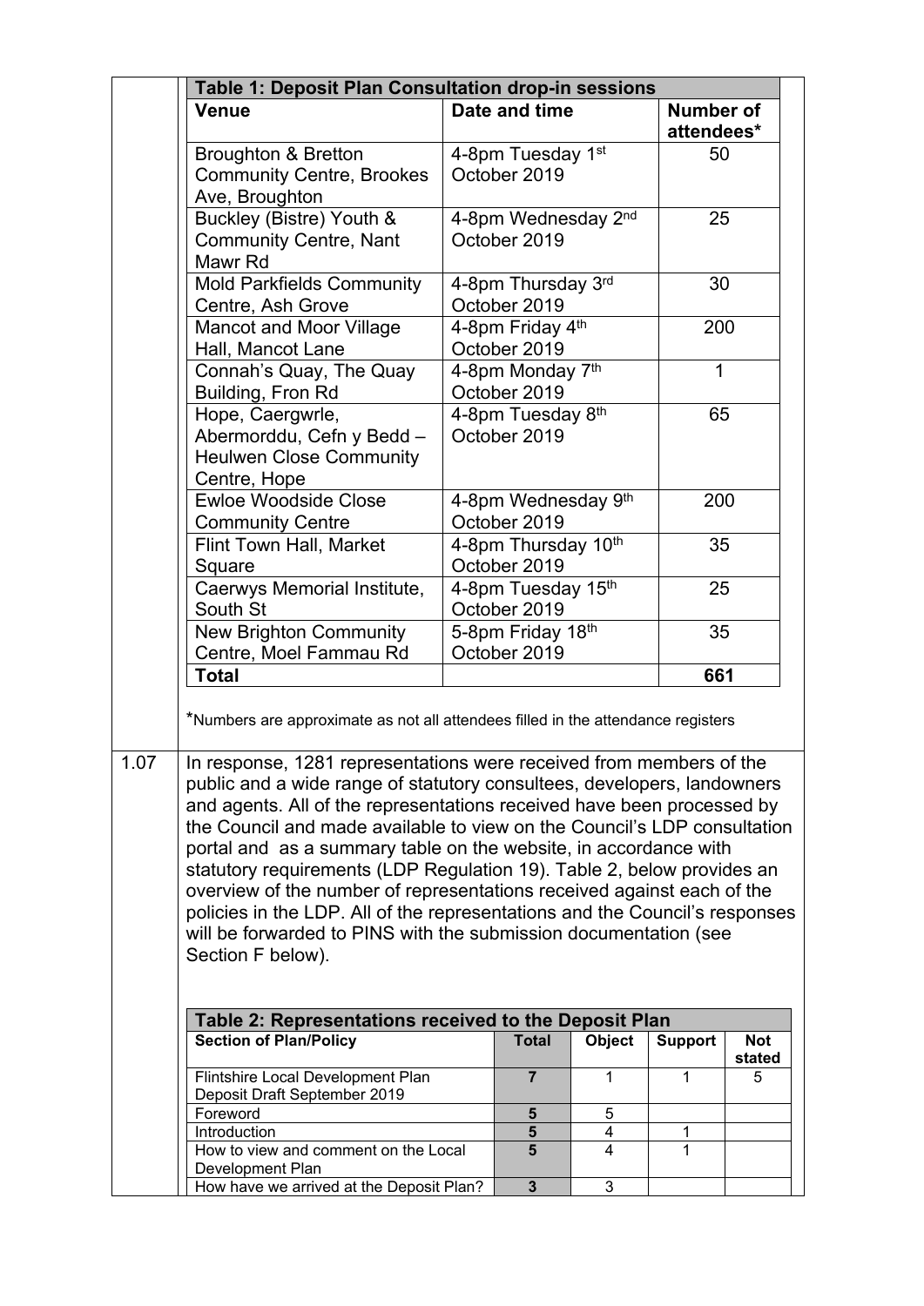**Table 1: Deposit Plan Consultation drop-in sessions**

| Venue | Date and time | Number of attendees* |
|---|---|---|
| Broughton & Bretton Community Centre, Brookes Ave, Broughton | 4-8pm Tuesday 1st October 2019 | 50 |
| Buckley (Bistre) Youth & Community Centre, Nant Mawr Rd | 4-8pm Wednesday 2nd October 2019 | 25 |
| Mold Parkfields Community Centre, Ash Grove | 4-8pm Thursday 3rd October 2019 | 30 |
| Mancot and Moor Village Hall, Mancot Lane | 4-8pm Friday 4th October 2019 | 200 |
| Connah's Quay, The Quay Building, Fron Rd | 4-8pm Monday 7th October 2019 | 1 |
| Hope, Caergwrle, Abermorddu, Cefn y Bedd – Heulwen Close Community Centre, Hope | 4-8pm Tuesday 8th October 2019 | 65 |
| Ewloe Woodside Close Community Centre | 4-8pm Wednesday 9th October 2019 | 200 |
| Flint Town Hall, Market Square | 4-8pm Thursday 10th October 2019 | 35 |
| Caerwys Memorial Institute, South St | 4-8pm Tuesday 15th October 2019 | 25 |
| New Brighton Community Centre, Moel Fammau Rd | 5-8pm Friday 18th October 2019 | 35 |
| **Total** | | **661** |

*Numbers are approximate as not all attendees filled in the attendance registers

1.07 In response, 1281 representations were received from members of the public and a wide range of statutory consultees, developers, landowners and agents. All of the representations received have been processed by the Council and made available to view on the Council's LDP consultation portal and as a summary table on the website, in accordance with statutory requirements (LDP Regulation 19). Table 2, below provides an overview of the number of representations received against each of the policies in the LDP. All of the representations and the Council's responses will be forwarded to PINS with the submission documentation (see Section F below).

**Table 2: Representations received to the Deposit Plan**

| Section of Plan/Policy | Total | Object | Support | Not stated |
|---|---|---|---|---|
| Flintshire Local Development Plan Deposit Draft September 2019 | **7** | 1 | 1 | 5 |
| Foreword | **5** | 5 | | |
| Introduction | **5** | 4 | 1 | |
| How to view and comment on the Local Development Plan | **5** | 4 | 1 | |
| How have we arrived at the Deposit Plan? | **3** | 3 | | |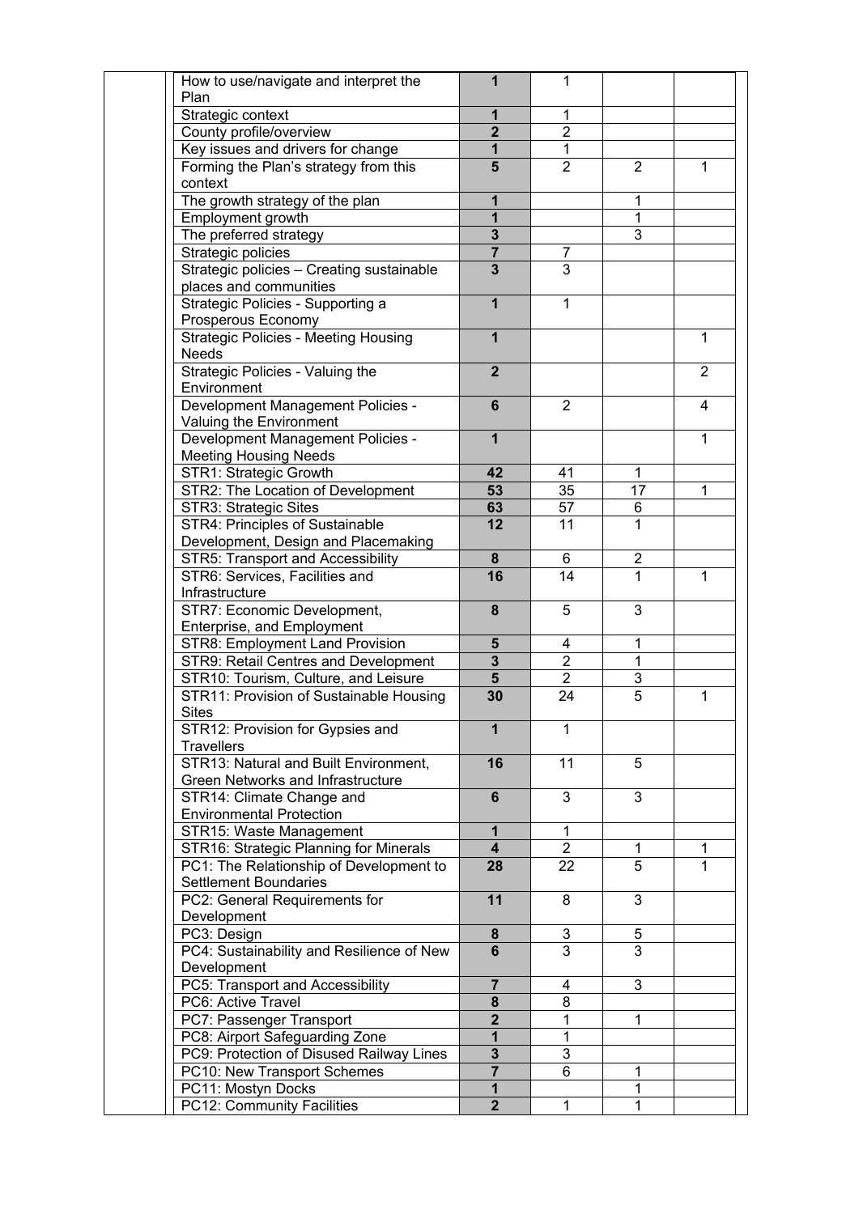| | | | | |
|---|---|---|---|---|
| How to use/navigate and interpret the Plan | **1** | 1 | | |
| Strategic context | **1** | 1 | | |
| County profile/overview | **2** | 2 | | |
| Key issues and drivers for change | **1** | 1 | | |
| Forming the Plan's strategy from this context | **5** | 2 | 2 | 1 |
| The growth strategy of the plan | **1** | | 1 | |
| Employment growth | **1** | | 1 | |
| The preferred strategy | **3** | | 3 | |
| Strategic policies | **7** | 7 | | |
| Strategic policies – Creating sustainable places and communities | **3** | 3 | | |
| Strategic Policies - Supporting a Prosperous Economy | **1** | 1 | | |
| Strategic Policies - Meeting Housing Needs | **1** | | | 1 |
| Strategic Policies - Valuing the Environment | **2** | | | 2 |
| Development Management Policies - Valuing the Environment | **6** | 2 | | 4 |
| Development Management Policies - Meeting Housing Needs | **1** | | | 1 |
| STR1: Strategic Growth | **42** | 41 | 1 | |
| STR2: The Location of Development | **53** | 35 | 17 | 1 |
| STR3: Strategic Sites | **63** | 57 | 6 | |
| STR4: Principles of Sustainable Development, Design and Placemaking | **12** | 11 | 1 | |
| STR5: Transport and Accessibility | **8** | 6 | 2 | |
| STR6: Services, Facilities and Infrastructure | **16** | 14 | 1 | 1 |
| STR7: Economic Development, Enterprise, and Employment | **8** | 5 | 3 | |
| STR8: Employment Land Provision | **5** | 4 | 1 | |
| STR9: Retail Centres and Development | **3** | 2 | 1 | |
| STR10: Tourism, Culture, and Leisure | **5** | 2 | 3 | |
| STR11: Provision of Sustainable Housing Sites | **30** | 24 | 5 | 1 |
| STR12: Provision for Gypsies and Travellers | **1** | 1 | | |
| STR13: Natural and Built Environment, Green Networks and Infrastructure | **16** | 11 | 5 | |
| STR14: Climate Change and Environmental Protection | **6** | 3 | 3 | |
| STR15: Waste Management | **1** | 1 | | |
| STR16: Strategic Planning for Minerals | **4** | 2 | 1 | 1 |
| PC1: The Relationship of Development to Settlement Boundaries | **28** | 22 | 5 | 1 |
| PC2: General Requirements for Development | **11** | 8 | 3 | |
| PC3: Design | **8** | 3 | 5 | |
| PC4: Sustainability and Resilience of New Development | **6** | 3 | 3 | |
| PC5: Transport and Accessibility | **7** | 4 | 3 | |
| PC6: Active Travel | **8** | 8 | | |
| PC7: Passenger Transport | **2** | 1 | 1 | |
| PC8: Airport Safeguarding Zone | **1** | 1 | | |
| PC9: Protection of Disused Railway Lines | **3** | 3 | | |
| PC10: New Transport Schemes | **7** | 6 | 1 | |
| PC11: Mostyn Docks | **1** | | 1 | |
| PC12: Community Facilities | **2** | 1 | 1 | |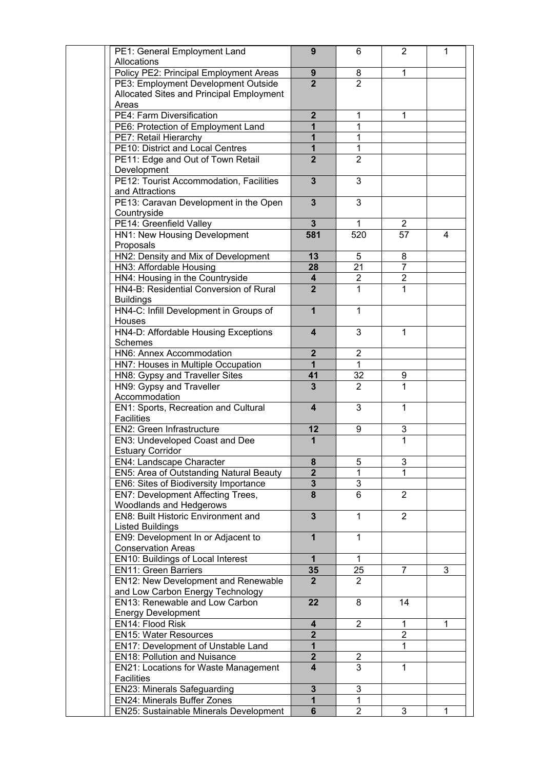| | | | | | |
|---|---|---|---|---|---|
| | PE1: General Employment Land Allocations | **9** | 6 | 2 | 1 |
| | Policy PE2: Principal Employment Areas | **9** | 8 | 1 | |
| | PE3: Employment Development Outside Allocated Sites and Principal Employment Areas | **2** | 2 | | |
| | PE4: Farm Diversification | **2** | 1 | 1 | |
| | PE6: Protection of Employment Land | **1** | 1 | | |
| | PE7: Retail Hierarchy | **1** | 1 | | |
| | PE10: District and Local Centres | **1** | 1 | | |
| | PE11: Edge and Out of Town Retail Development | **2** | 2 | | |
| | PE12: Tourist Accommodation, Facilities and Attractions | **3** | 3 | | |
| | PE13: Caravan Development in the Open Countryside | **3** | 3 | | |
| | PE14: Greenfield Valley | **3** | 1 | 2 | |
| | HN1: New Housing Development Proposals | **581** | 520 | 57 | 4 |
| | HN2: Density and Mix of Development | **13** | 5 | 8 | |
| | HN3: Affordable Housing | **28** | 21 | 7 | |
| | HN4: Housing in the Countryside | **4** | 2 | 2 | |
| | HN4-B: Residential Conversion of Rural Buildings | **2** | 1 | 1 | |
| | HN4-C: Infill Development in Groups of Houses | **1** | 1 | | |
| | HN4-D: Affordable Housing Exceptions Schemes | **4** | 3 | 1 | |
| | HN6: Annex Accommodation | **2** | 2 | | |
| | HN7: Houses in Multiple Occupation | **1** | 1 | | |
| | HN8: Gypsy and Traveller Sites | **41** | 32 | 9 | |
| | HN9: Gypsy and Traveller Accommodation | **3** | 2 | 1 | |
| | EN1: Sports, Recreation and Cultural Facilities | **4** | 3 | 1 | |
| | EN2: Green Infrastructure | **12** | 9 | 3 | |
| | EN3: Undeveloped Coast and Dee Estuary Corridor | **1** | | 1 | |
| | EN4: Landscape Character | **8** | 5 | 3 | |
| | EN5: Area of Outstanding Natural Beauty | **2** | 1 | 1 | |
| | EN6: Sites of Biodiversity Importance | **3** | 3 | | |
| | EN7: Development Affecting Trees, Woodlands and Hedgerows | **8** | 6 | 2 | |
| | EN8: Built Historic Environment and Listed Buildings | **3** | 1 | 2 | |
| | EN9: Development In or Adjacent to Conservation Areas | **1** | 1 | | |
| | EN10: Buildings of Local Interest | **1** | 1 | | |
| | EN11: Green Barriers | **35** | 25 | 7 | 3 |
| | EN12: New Development and Renewable and Low Carbon Energy Technology | **2** | 2 | | |
| | EN13: Renewable and Low Carbon Energy Development | **22** | 8 | 14 | |
| | EN14: Flood Risk | **4** | 2 | 1 | 1 |
| | EN15: Water Resources | **2** | | 2 | |
| | EN17: Development of Unstable Land | **1** | | 1 | |
| | EN18: Pollution and Nuisance | **2** | 2 | | |
| | EN21: Locations for Waste Management Facilities | **4** | 3 | 1 | |
| | EN23: Minerals Safeguarding | **3** | 3 | | |
| | EN24: Minerals Buffer Zones | **1** | 1 | | |
| | EN25: Sustainable Minerals Development | **6** | 2 | 3 | 1 |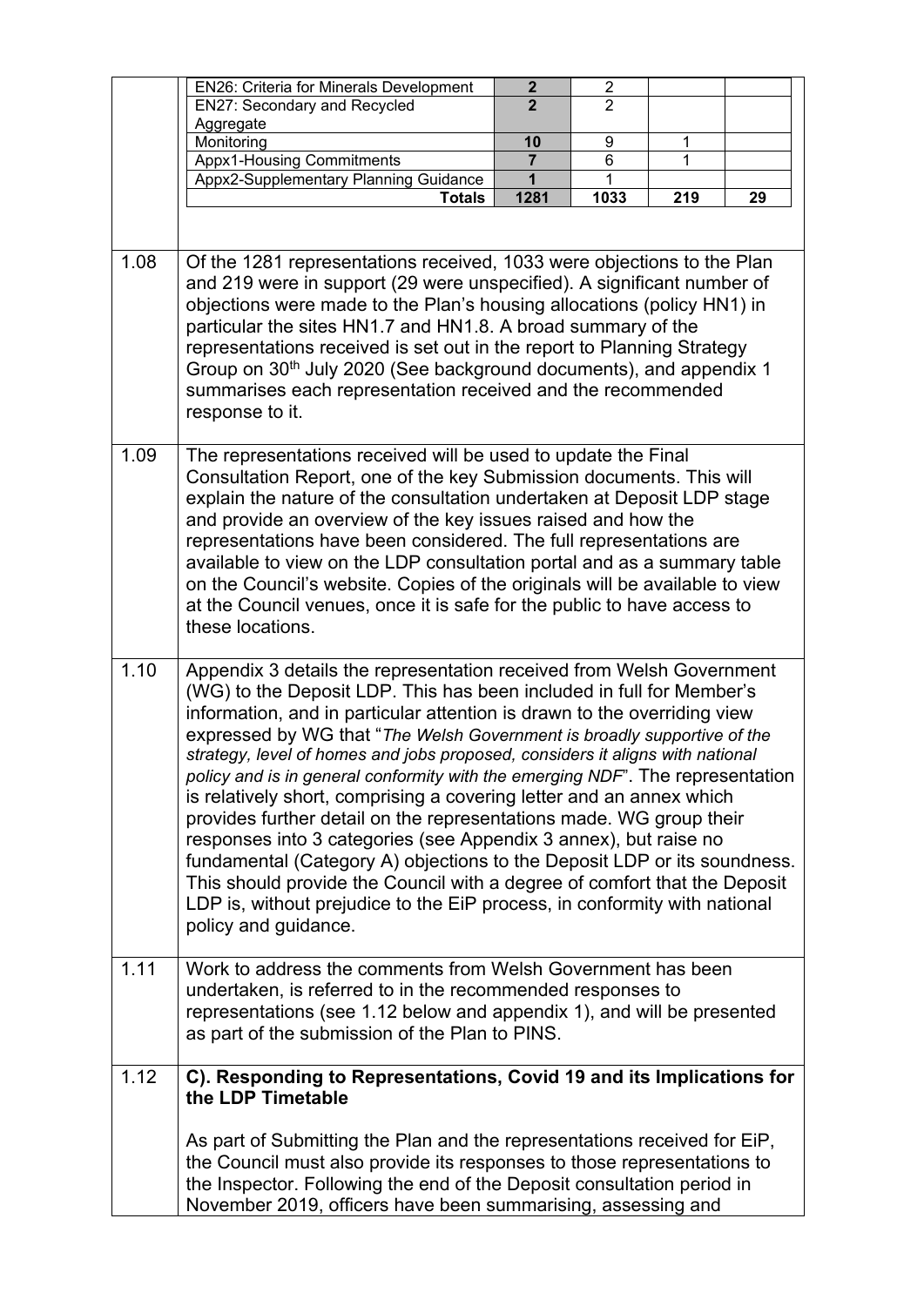| | | | | |
|---|---|---|---|---|
| EN26: Criteria for Minerals Development | **2** | 2 | | |
| EN27: Secondary and Recycled Aggregate | **2** | 2 | | |
| Monitoring | **10** | 9 | 1 | |
| Appx1-Housing Commitments | **7** | 6 | 1 | |
| Appx2-Supplementary Planning Guidance | **1** | 1 | | |
| **Totals** | **1281** | **1033** | **219** | **29** |

| | |
|---|---|
| 1.08 | Of the 1281 representations received, 1033 were objections to the Plan and 219 were in support (29 were unspecified). A significant number of objections were made to the Plan's housing allocations (policy HN1) in particular the sites HN1.7 and HN1.8. A broad summary of the representations received is set out in the report to Planning Strategy Group on 30th July 2020 (See background documents), and appendix 1 summarises each representation received and the recommended response to it. |
| 1.09 | The representations received will be used to update the Final Consultation Report, one of the key Submission documents. This will explain the nature of the consultation undertaken at Deposit LDP stage and provide an overview of the key issues raised and how the representations have been considered. The full representations are available to view on the LDP consultation portal and as a summary table on the Council's website. Copies of the originals will be available to view at the Council venues, once it is safe for the public to have access to these locations. |
| 1.10 | Appendix 3 details the representation received from Welsh Government (WG) to the Deposit LDP. This has been included in full for Member's information, and in particular attention is drawn to the overriding view expressed by WG that "*The Welsh Government is broadly supportive of the strategy, level of homes and jobs proposed, considers it aligns with national policy and is in general conformity with the emerging NDF*". The representation is relatively short, comprising a covering letter and an annex which provides further detail on the representations made. WG group their responses into 3 categories (see Appendix 3 annex), but raise no fundamental (Category A) objections to the Deposit LDP or its soundness. This should provide the Council with a degree of comfort that the Deposit LDP is, without prejudice to the EiP process, in conformity with national policy and guidance. |
| 1.11 | Work to address the comments from Welsh Government has been undertaken, is referred to in the recommended responses to representations (see 1.12 below and appendix 1), and will be presented as part of the submission of the Plan to PINS. |
| 1.12 | **C). Responding to Representations, Covid 19 and its Implications for the LDP Timetable**<br><br>As part of Submitting the Plan and the representations received for EiP, the Council must also provide its responses to those representations to the Inspector. Following the end of the Deposit consultation period in November 2019, officers have been summarising, assessing and |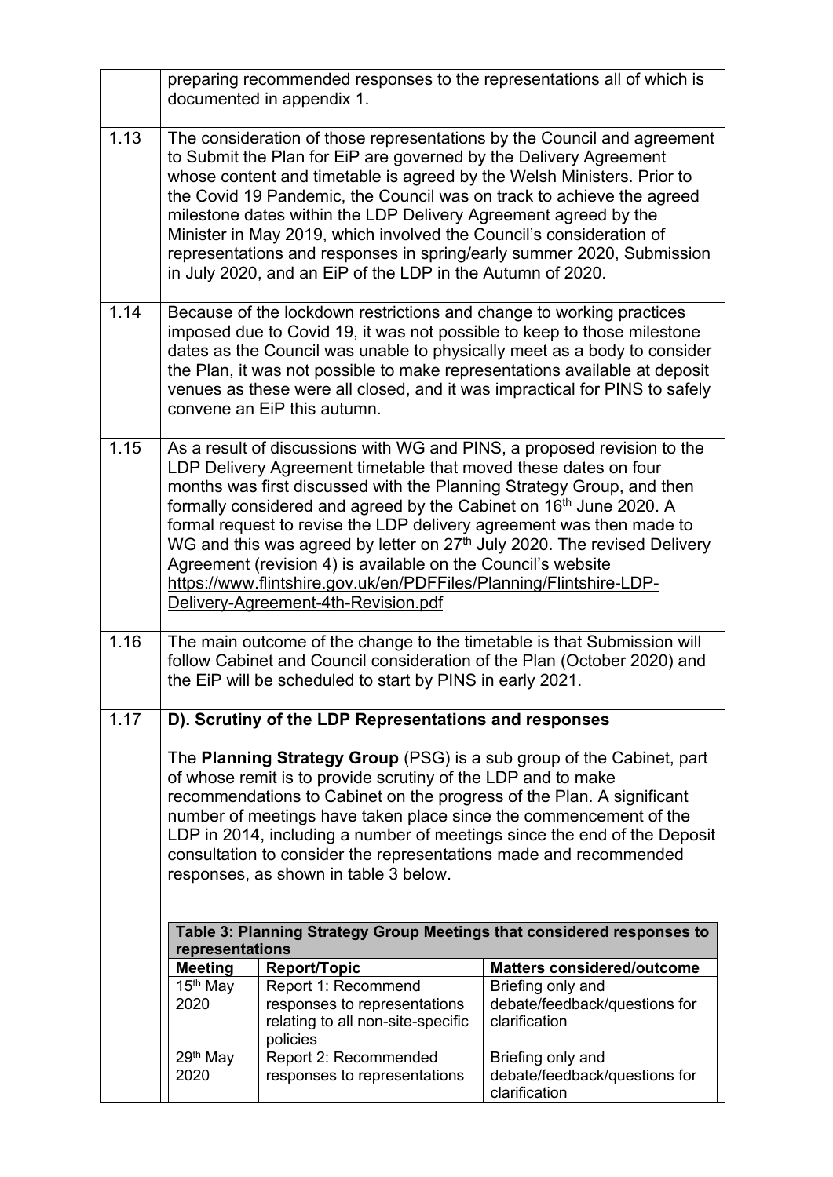| | |
|---|---|
| | preparing recommended responses to the representations all of which is documented in appendix 1. |
| 1.13 | The consideration of those representations by the Council and agreement to Submit the Plan for EiP are governed by the Delivery Agreement whose content and timetable is agreed by the Welsh Ministers. Prior to the Covid 19 Pandemic, the Council was on track to achieve the agreed milestone dates within the LDP Delivery Agreement agreed by the Minister in May 2019, which involved the Council's consideration of representations and responses in spring/early summer 2020, Submission in July 2020, and an EiP of the LDP in the Autumn of 2020. |
| 1.14 | Because of the lockdown restrictions and change to working practices imposed due to Covid 19, it was not possible to keep to those milestone dates as the Council was unable to physically meet as a body to consider the Plan, it was not possible to make representations available at deposit venues as these were all closed, and it was impractical for PINS to safely convene an EiP this autumn. |
| 1.15 | As a result of discussions with WG and PINS, a proposed revision to the LDP Delivery Agreement timetable that moved these dates on four months was first discussed with the Planning Strategy Group, and then formally considered and agreed by the Cabinet on 16th June 2020. A formal request to revise the LDP delivery agreement was then made to WG and this was agreed by letter on 27th July 2020. The revised Delivery Agreement (revision 4) is available on the Council's website https://www.flintshire.gov.uk/en/PDFFiles/Planning/Flintshire-LDP-Delivery-Agreement-4th-Revision.pdf |
| 1.16 | The main outcome of the change to the timetable is that Submission will follow Cabinet and Council consideration of the Plan (October 2020) and the EiP will be scheduled to start by PINS in early 2021. |
| 1.17 | **D). Scrutiny of the LDP Representations and responses**<br><br>The **Planning Strategy Group** (PSG) is a sub group of the Cabinet, part of whose remit is to provide scrutiny of the LDP and to make recommendations to Cabinet on the progress of the Plan. A significant number of meetings have taken place since the commencement of the LDP in 2014, including a number of meetings since the end of the Deposit consultation to consider the representations made and recommended responses, as shown in table 3 below. |

**Table 3: Planning Strategy Group Meetings that considered responses to representations**

| Meeting | Report/Topic | Matters considered/outcome |
|---|---|---|
| 15th May 2020 | Report 1: Recommend responses to representations relating to all non-site-specific policies | Briefing only and debate/feedback/questions for clarification |
| 29th May 2020 | Report 2: Recommended responses to representations | Briefing only and debate/feedback/questions for clarification |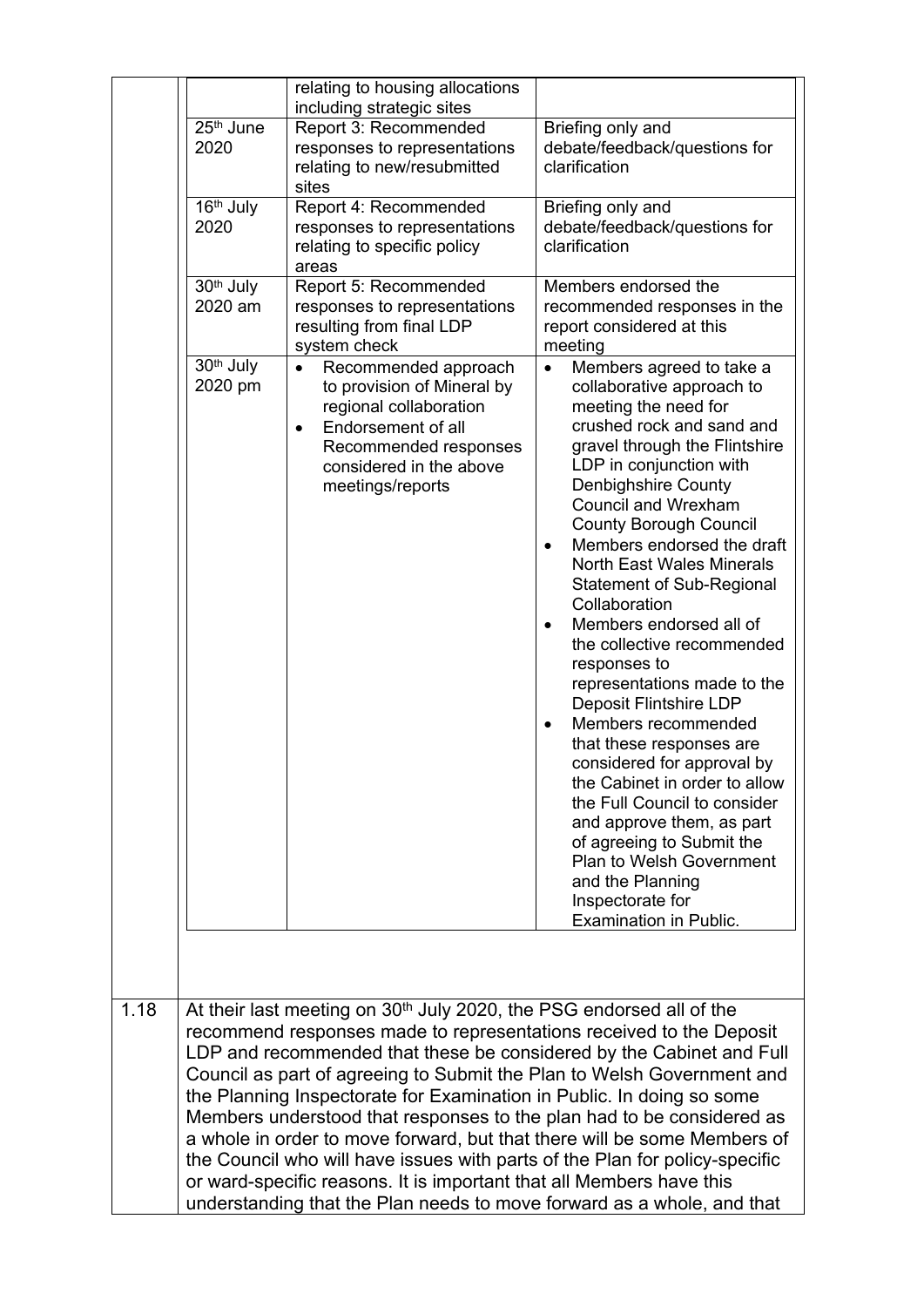| | | |
|---|---|---|
| | relating to housing allocations including strategic sites | |
| 25th June 2020 | Report 3: Recommended responses to representations relating to new/resubmitted sites | Briefing only and debate/feedback/questions for clarification |
| 16th July 2020 | Report 4: Recommended responses to representations relating to specific policy areas | Briefing only and debate/feedback/questions for clarification |
| 30th July 2020 am | Report 5: Recommended responses to representations resulting from final LDP system check | Members endorsed the recommended responses in the report considered at this meeting |
| 30th July 2020 pm | • Recommended approach to provision of Mineral by regional collaboration<br>• Endorsement of all Recommended responses considered in the above meetings/reports | • Members agreed to take a collaborative approach to meeting the need for crushed rock and sand and gravel through the Flintshire LDP in conjunction with Denbighshire County Council and Wrexham County Borough Council<br>• Members endorsed the draft North East Wales Minerals Statement of Sub-Regional Collaboration<br>• Members endorsed all of the collective recommended responses to representations made to the Deposit Flintshire LDP<br>• Members recommended that these responses are considered for approval by the Cabinet in order to allow the Full Council to consider and approve them, as part of agreeing to Submit the Plan to Welsh Government and the Planning Inspectorate for Examination in Public. |

1.18 At their last meeting on 30th July 2020, the PSG endorsed all of the recommend responses made to representations received to the Deposit LDP and recommended that these be considered by the Cabinet and Full Council as part of agreeing to Submit the Plan to Welsh Government and the Planning Inspectorate for Examination in Public. In doing so some Members understood that responses to the plan had to be considered as a whole in order to move forward, but that there will be some Members of the Council who will have issues with parts of the Plan for policy-specific or ward-specific reasons. It is important that all Members have this understanding that the Plan needs to move forward as a whole, and that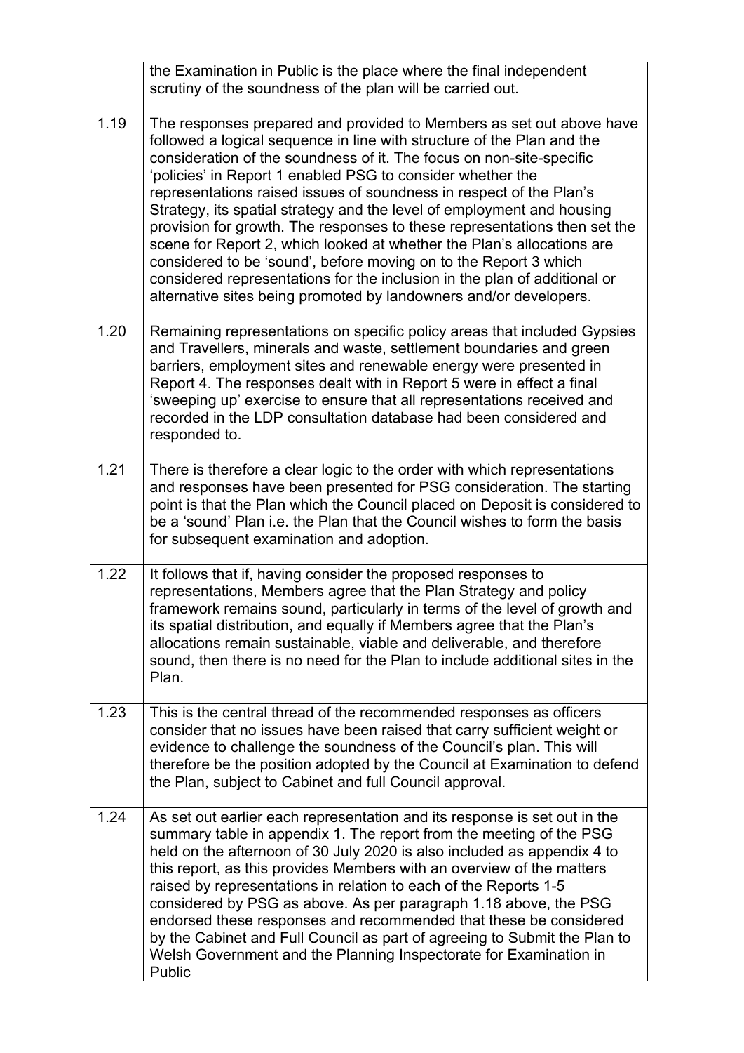| | |
|---|---|
| | the Examination in Public is the place where the final independent scrutiny of the soundness of the plan will be carried out. |
| 1.19 | The responses prepared and provided to Members as set out above have followed a logical sequence in line with structure of the Plan and the consideration of the soundness of it. The focus on non-site-specific 'policies' in Report 1 enabled PSG to consider whether the representations raised issues of soundness in respect of the Plan's Strategy, its spatial strategy and the level of employment and housing provision for growth. The responses to these representations then set the scene for Report 2, which looked at whether the Plan's allocations are considered to be 'sound', before moving on to the Report 3 which considered representations for the inclusion in the plan of additional or alternative sites being promoted by landowners and/or developers. |
| 1.20 | Remaining representations on specific policy areas that included Gypsies and Travellers, minerals and waste, settlement boundaries and green barriers, employment sites and renewable energy were presented in Report 4. The responses dealt with in Report 5 were in effect a final 'sweeping up' exercise to ensure that all representations received and recorded in the LDP consultation database had been considered and responded to. |
| 1.21 | There is therefore a clear logic to the order with which representations and responses have been presented for PSG consideration. The starting point is that the Plan which the Council placed on Deposit is considered to be a 'sound' Plan i.e. the Plan that the Council wishes to form the basis for subsequent examination and adoption. |
| 1.22 | It follows that if, having consider the proposed responses to representations, Members agree that the Plan Strategy and policy framework remains sound, particularly in terms of the level of growth and its spatial distribution, and equally if Members agree that the Plan's allocations remain sustainable, viable and deliverable, and therefore sound, then there is no need for the Plan to include additional sites in the Plan. |
| 1.23 | This is the central thread of the recommended responses as officers consider that no issues have been raised that carry sufficient weight or evidence to challenge the soundness of the Council's plan. This will therefore be the position adopted by the Council at Examination to defend the Plan, subject to Cabinet and full Council approval. |
| 1.24 | As set out earlier each representation and its response is set out in the summary table in appendix 1. The report from the meeting of the PSG held on the afternoon of 30 July 2020 is also included as appendix 4 to this report, as this provides Members with an overview of the matters raised by representations in relation to each of the Reports 1-5 considered by PSG as above. As per paragraph 1.18 above, the PSG endorsed these responses and recommended that these be considered by the Cabinet and Full Council as part of agreeing to Submit the Plan to Welsh Government and the Planning Inspectorate for Examination in Public |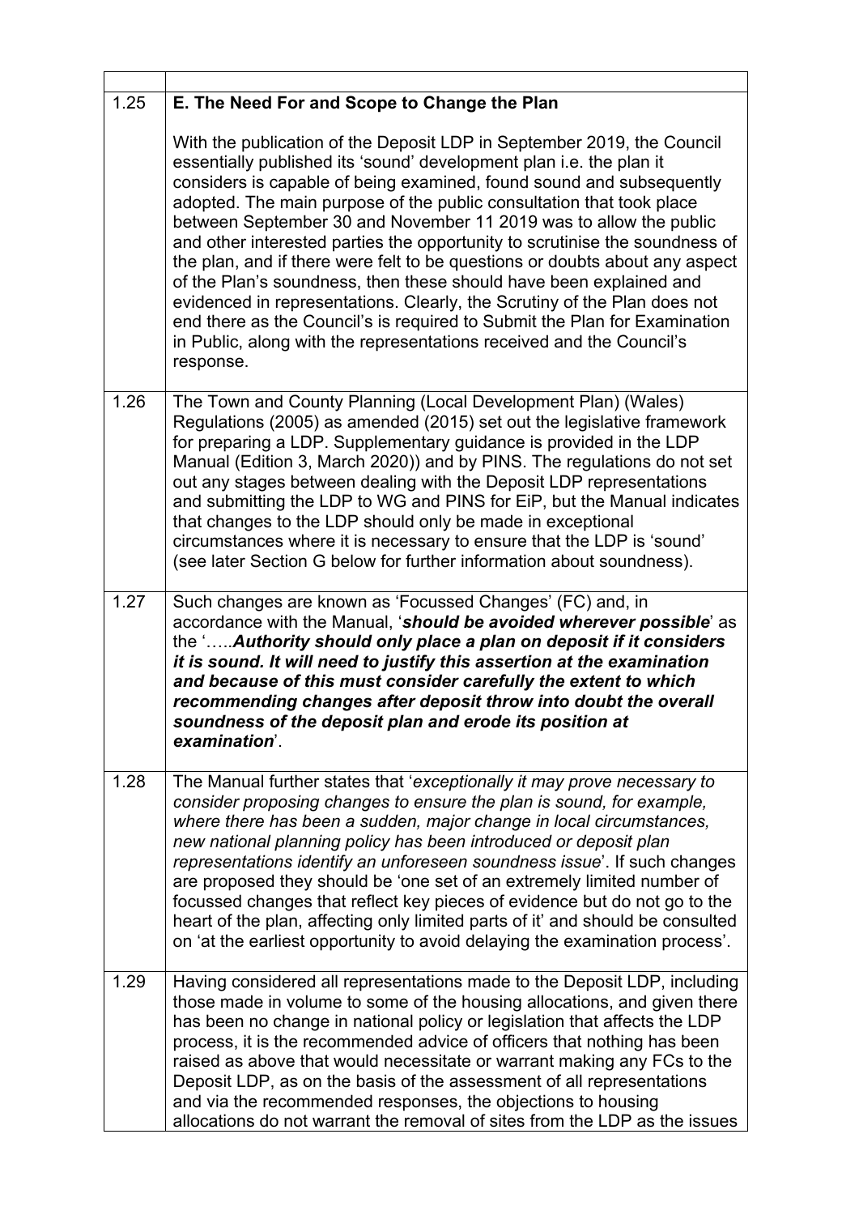| | |
|---|---|
| 1.25 | **E. The Need For and Scope to Change the Plan**<br><br>With the publication of the Deposit LDP in September 2019, the Council essentially published its 'sound' development plan i.e. the plan it considers is capable of being examined, found sound and subsequently adopted. The main purpose of the public consultation that took place between September 30 and November 11 2019 was to allow the public and other interested parties the opportunity to scrutinise the soundness of the plan, and if there were felt to be questions or doubts about any aspect of the Plan's soundness, then these should have been explained and evidenced in representations. Clearly, the Scrutiny of the Plan does not end there as the Council's is required to Submit the Plan for Examination in Public, along with the representations received and the Council's response. |
| 1.26 | The Town and County Planning (Local Development Plan) (Wales) Regulations (2005) as amended (2015) set out the legislative framework for preparing a LDP. Supplementary guidance is provided in the LDP Manual (Edition 3, March 2020)) and by PINS. The regulations do not set out any stages between dealing with the Deposit LDP representations and submitting the LDP to WG and PINS for EiP, but the Manual indicates that changes to the LDP should only be made in exceptional circumstances where it is necessary to ensure that the LDP is 'sound' (see later Section G below for further information about soundness). |
| 1.27 | Such changes are known as 'Focussed Changes' (FC) and, in accordance with the Manual, '***should be avoided wherever possible***' as the '…..***Authority should only place a plan on deposit if it considers it is sound. It will need to justify this assertion at the examination and because of this must consider carefully the extent to which recommending changes after deposit throw into doubt the overall soundness of the deposit plan and erode its position at examination***'. |
| 1.28 | The Manual further states that '*exceptionally it may prove necessary to consider proposing changes to ensure the plan is sound, for example, where there has been a sudden, major change in local circumstances, new national planning policy has been introduced or deposit plan representations identify an unforeseen soundness issue*'. If such changes are proposed they should be 'one set of an extremely limited number of focussed changes that reflect key pieces of evidence but do not go to the heart of the plan, affecting only limited parts of it' and should be consulted on 'at the earliest opportunity to avoid delaying the examination process'. |
| 1.29 | Having considered all representations made to the Deposit LDP, including those made in volume to some of the housing allocations, and given there has been no change in national policy or legislation that affects the LDP process, it is the recommended advice of officers that nothing has been raised as above that would necessitate or warrant making any FCs to the Deposit LDP, as on the basis of the assessment of all representations and via the recommended responses, the objections to housing allocations do not warrant the removal of sites from the LDP as the issues |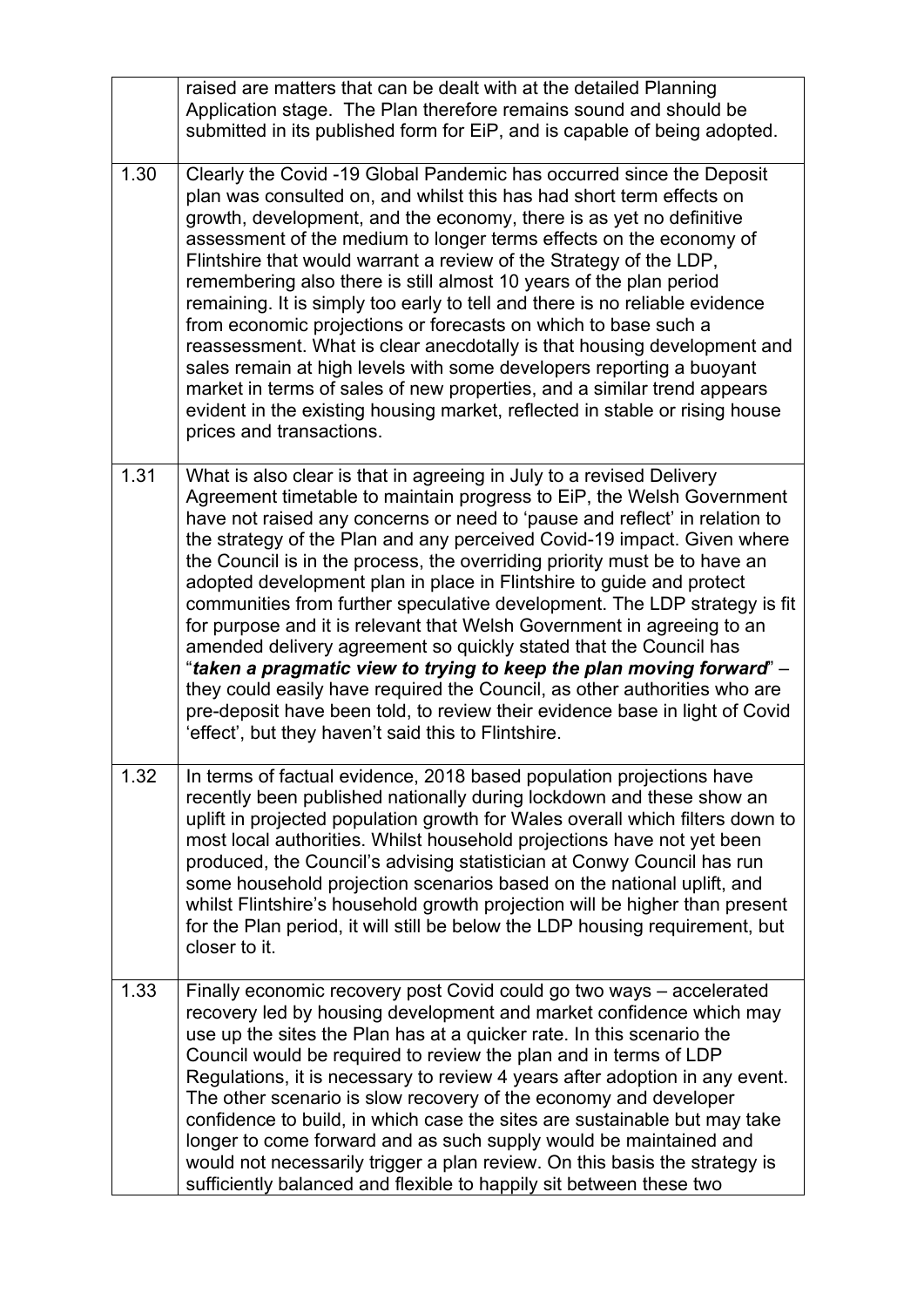| | |
|---|---|
| | raised are matters that can be dealt with at the detailed Planning Application stage. The Plan therefore remains sound and should be submitted in its published form for EiP, and is capable of being adopted. |
| 1.30 | Clearly the Covid -19 Global Pandemic has occurred since the Deposit plan was consulted on, and whilst this has had short term effects on growth, development, and the economy, there is as yet no definitive assessment of the medium to longer terms effects on the economy of Flintshire that would warrant a review of the Strategy of the LDP, remembering also there is still almost 10 years of the plan period remaining. It is simply too early to tell and there is no reliable evidence from economic projections or forecasts on which to base such a reassessment. What is clear anecdotally is that housing development and sales remain at high levels with some developers reporting a buoyant market in terms of sales of new properties, and a similar trend appears evident in the existing housing market, reflected in stable or rising house prices and transactions. |
| 1.31 | What is also clear is that in agreeing in July to a revised Delivery Agreement timetable to maintain progress to EiP, the Welsh Government have not raised any concerns or need to 'pause and reflect' in relation to the strategy of the Plan and any perceived Covid-19 impact. Given where the Council is in the process, the overriding priority must be to have an adopted development plan in place in Flintshire to guide and protect communities from further speculative development. The LDP strategy is fit for purpose and it is relevant that Welsh Government in agreeing to an amended delivery agreement so quickly stated that the Council has "***taken a pragmatic view to trying to keep the plan moving forward***" – they could easily have required the Council, as other authorities who are pre-deposit have been told, to review their evidence base in light of Covid 'effect', but they haven't said this to Flintshire. |
| 1.32 | In terms of factual evidence, 2018 based population projections have recently been published nationally during lockdown and these show an uplift in projected population growth for Wales overall which filters down to most local authorities. Whilst household projections have not yet been produced, the Council's advising statistician at Conwy Council has run some household projection scenarios based on the national uplift, and whilst Flintshire's household growth projection will be higher than present for the Plan period, it will still be below the LDP housing requirement, but closer to it. |
| 1.33 | Finally economic recovery post Covid could go two ways – accelerated recovery led by housing development and market confidence which may use up the sites the Plan has at a quicker rate. In this scenario the Council would be required to review the plan and in terms of LDP Regulations, it is necessary to review 4 years after adoption in any event. The other scenario is slow recovery of the economy and developer confidence to build, in which case the sites are sustainable but may take longer to come forward and as such supply would be maintained and would not necessarily trigger a plan review. On this basis the strategy is sufficiently balanced and flexible to happily sit between these two |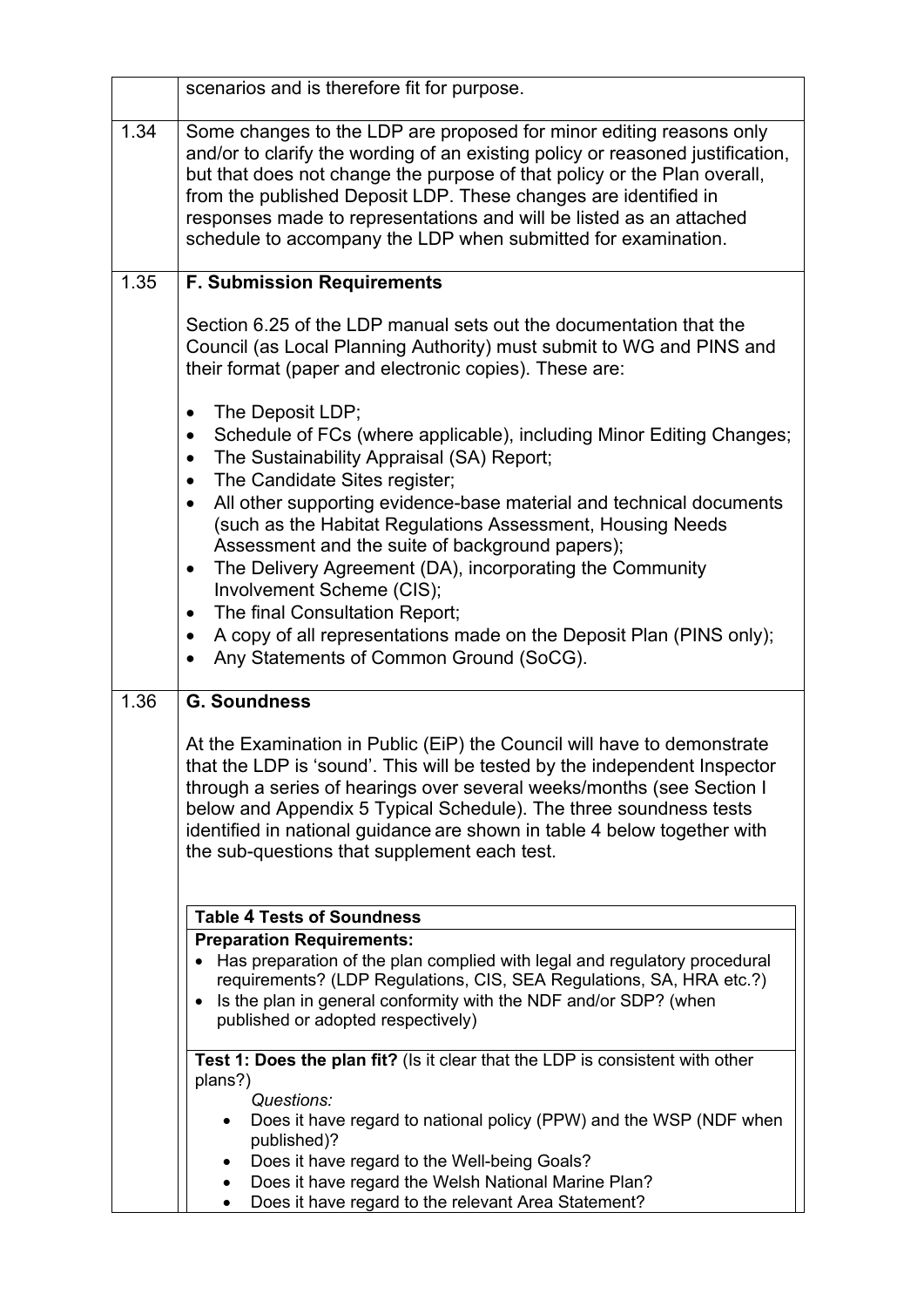| | |
|---|---|
| | scenarios and is therefore fit for purpose. |
| 1.34 | Some changes to the LDP are proposed for minor editing reasons only and/or to clarify the wording of an existing policy or reasoned justification, but that does not change the purpose of that policy or the Plan overall, from the published Deposit LDP. These changes are identified in responses made to representations and will be listed as an attached schedule to accompany the LDP when submitted for examination. |
| 1.35 | **F. Submission Requirements**<br><br>Section 6.25 of the LDP manual sets out the documentation that the Council (as Local Planning Authority) must submit to WG and PINS and their format (paper and electronic copies). These are:<br><br>• The Deposit LDP;<br>• Schedule of FCs (where applicable), including Minor Editing Changes;<br>• The Sustainability Appraisal (SA) Report;<br>• The Candidate Sites register;<br>• All other supporting evidence-base material and technical documents (such as the Habitat Regulations Assessment, Housing Needs Assessment and the suite of background papers);<br>• The Delivery Agreement (DA), incorporating the Community Involvement Scheme (CIS);<br>• The final Consultation Report;<br>• A copy of all representations made on the Deposit Plan (PINS only);<br>• Any Statements of Common Ground (SoCG). |
| 1.36 | **G. Soundness**<br><br>At the Examination in Public (EiP) the Council will have to demonstrate that the LDP is 'sound'. This will be tested by the independent Inspector through a series of hearings over several weeks/months (see Section I below and Appendix 5 Typical Schedule). The three soundness tests identified in national guidance are shown in table 4 below together with the sub-questions that supplement each test. |

| Table 4 Tests of Soundness |
|---|
| **Preparation Requirements:**<br>• Has preparation of the plan complied with legal and regulatory procedural requirements? (LDP Regulations, CIS, SEA Regulations, SA, HRA etc.?)<br>• Is the plan in general conformity with the NDF and/or SDP? (when published or adopted respectively) |
| **Test 1: Does the plan fit?** (Is it clear that the LDP is consistent with other plans?)<br>*Questions:*<br>• Does it have regard to national policy (PPW) and the WSP (NDF when published)?<br>• Does it have regard to the Well-being Goals?<br>• Does it have regard the Welsh National Marine Plan?<br>• Does it have regard to the relevant Area Statement? |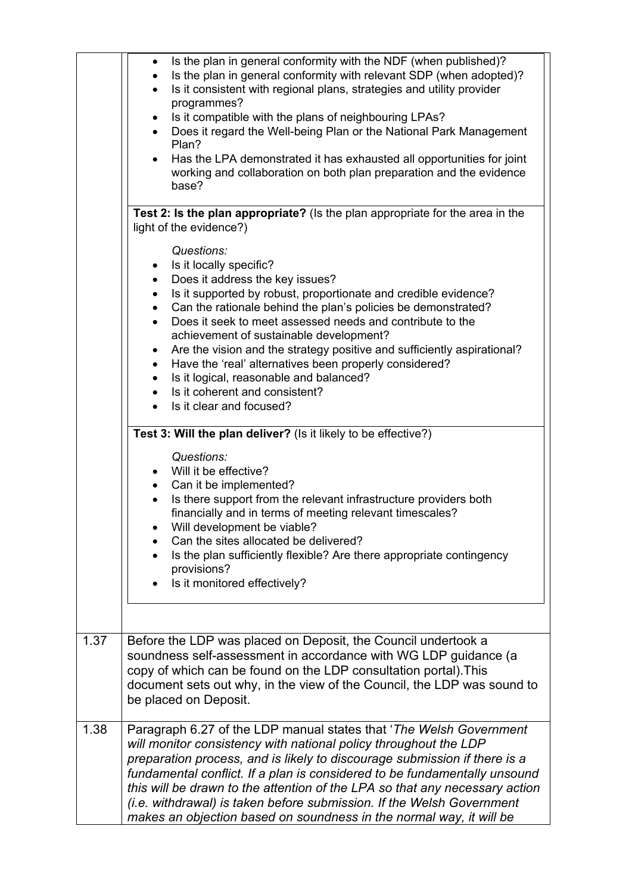- Is the plan in general conformity with the NDF (when published)?
- Is the plan in general conformity with relevant SDP (when adopted)?
- Is it consistent with regional plans, strategies and utility provider programmes?
- Is it compatible with the plans of neighbouring LPAs?
- Does it regard the Well-being Plan or the National Park Management Plan?
- Has the LPA demonstrated it has exhausted all opportunities for joint working and collaboration on both plan preparation and the evidence base?

**Test 2: Is the plan appropriate?** (Is the plan appropriate for the area in the light of the evidence?)

*Questions:*

- Is it locally specific?
- Does it address the key issues?
- Is it supported by robust, proportionate and credible evidence?
- Can the rationale behind the plan's policies be demonstrated?
- Does it seek to meet assessed needs and contribute to the achievement of sustainable development?
- Are the vision and the strategy positive and sufficiently aspirational?
- Have the 'real' alternatives been properly considered?
- Is it logical, reasonable and balanced?
- Is it coherent and consistent?
- Is it clear and focused?

**Test 3: Will the plan deliver?** (Is it likely to be effective?)

*Questions:*

- Will it be effective?
- Can it be implemented?
- Is there support from the relevant infrastructure providers both financially and in terms of meeting relevant timescales?
- Will development be viable?
- Can the sites allocated be delivered?
- Is the plan sufficiently flexible? Are there appropriate contingency provisions?
- Is it monitored effectively?

| | |
|---|---|
| 1.37 | Before the LDP was placed on Deposit, the Council undertook a soundness self-assessment in accordance with WG LDP guidance (a copy of which can be found on the LDP consultation portal).This document sets out why, in the view of the Council, the LDP was sound to be placed on Deposit. |
| 1.38 | Paragraph 6.27 of the LDP manual states that '*The Welsh Government will monitor consistency with national policy throughout the LDP preparation process, and is likely to discourage submission if there is a fundamental conflict. If a plan is considered to be fundamentally unsound this will be drawn to the attention of the LPA so that any necessary action (i.e. withdrawal) is taken before submission. If the Welsh Government makes an objection based on soundness in the normal way, it will be* |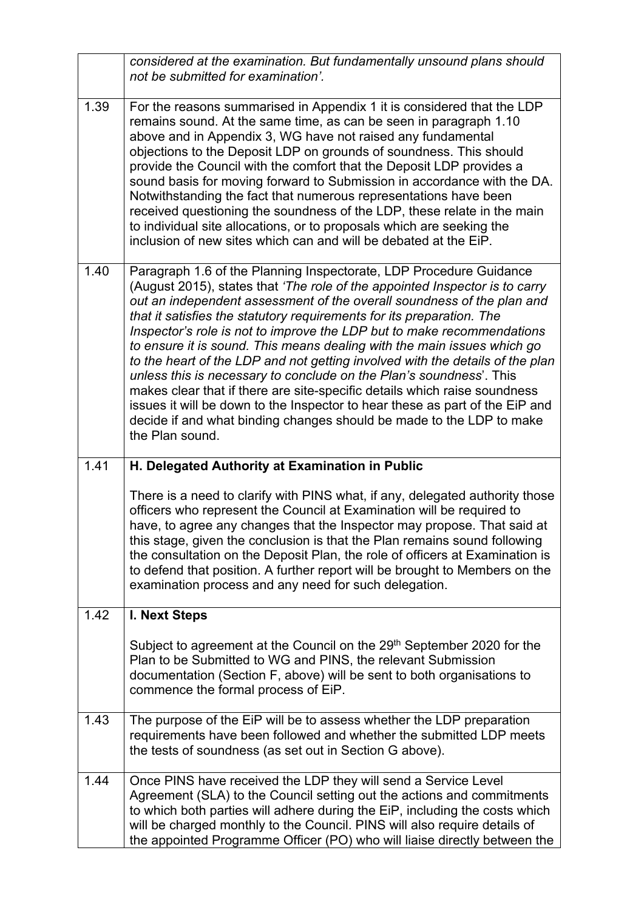| | |
|---|---|
| | *considered at the examination. But fundamentally unsound plans should not be submitted for examination'.* |
| 1.39 | For the reasons summarised in Appendix 1 it is considered that the LDP remains sound. At the same time, as can be seen in paragraph 1.10 above and in Appendix 3, WG have not raised any fundamental objections to the Deposit LDP on grounds of soundness. This should provide the Council with the comfort that the Deposit LDP provides a sound basis for moving forward to Submission in accordance with the DA. Notwithstanding the fact that numerous representations have been received questioning the soundness of the LDP, these relate in the main to individual site allocations, or to proposals which are seeking the inclusion of new sites which can and will be debated at the EiP. |
| 1.40 | Paragraph 1.6 of the Planning Inspectorate, LDP Procedure Guidance (August 2015), states that *'The role of the appointed Inspector is to carry out an independent assessment of the overall soundness of the plan and that it satisfies the statutory requirements for its preparation. The Inspector's role is not to improve the LDP but to make recommendations to ensure it is sound. This means dealing with the main issues which go to the heart of the LDP and not getting involved with the details of the plan unless this is necessary to conclude on the Plan's soundness*'. This makes clear that if there are site-specific details which raise soundness issues it will be down to the Inspector to hear these as part of the EiP and decide if and what binding changes should be made to the LDP to make the Plan sound. |
| 1.41 | **H. Delegated Authority at Examination in Public**<br><br>There is a need to clarify with PINS what, if any, delegated authority those officers who represent the Council at Examination will be required to have, to agree any changes that the Inspector may propose. That said at this stage, given the conclusion is that the Plan remains sound following the consultation on the Deposit Plan, the role of officers at Examination is to defend that position. A further report will be brought to Members on the examination process and any need for such delegation. |
| 1.42 | **I. Next Steps**<br><br>Subject to agreement at the Council on the 29th September 2020 for the Plan to be Submitted to WG and PINS, the relevant Submission documentation (Section F, above) will be sent to both organisations to commence the formal process of EiP. |
| 1.43 | The purpose of the EiP will be to assess whether the LDP preparation requirements have been followed and whether the submitted LDP meets the tests of soundness (as set out in Section G above). |
| 1.44 | Once PINS have received the LDP they will send a Service Level Agreement (SLA) to the Council setting out the actions and commitments to which both parties will adhere during the EiP, including the costs which will be charged monthly to the Council. PINS will also require details of the appointed Programme Officer (PO) who will liaise directly between the |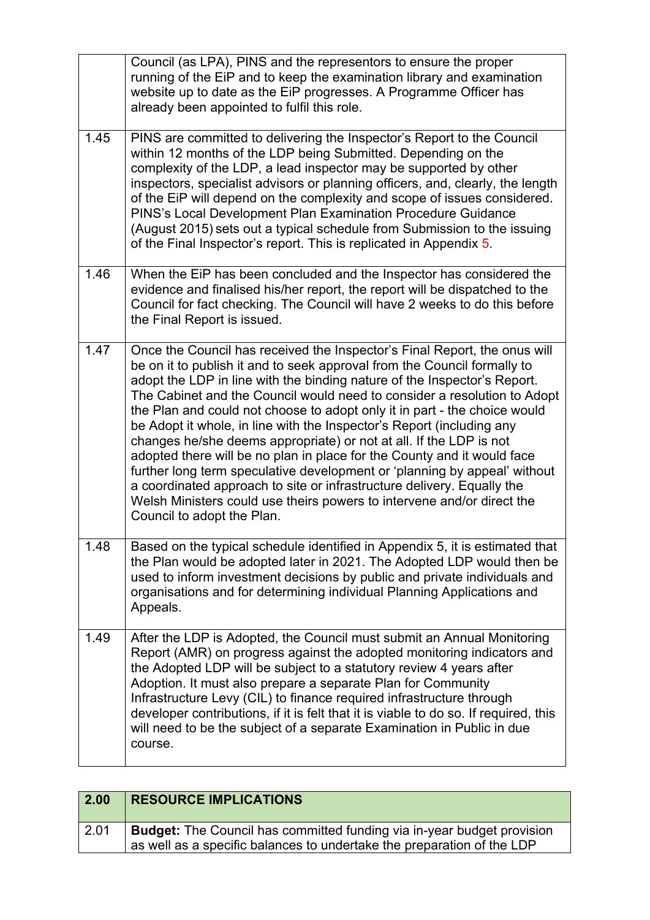|  |  |
| --- | --- |
|  | Council (as LPA), PINS and the representors to ensure the proper running of the EiP and to keep the examination library and examination website up to date as the EiP progresses. A Programme Officer has already been appointed to fulfil this role. |
| 1.45 | PINS are committed to delivering the Inspector's Report to the Council within 12 months of the LDP being Submitted. Depending on the complexity of the LDP, a lead inspector may be supported by other inspectors, specialist advisors or planning officers, and, clearly, the length of the EiP will depend on the complexity and scope of issues considered. PINS's Local Development Plan Examination Procedure Guidance (August 2015) sets out a typical schedule from Submission to the issuing of the Final Inspector's report. This is replicated in Appendix 5. |
| 1.46 | When the EiP has been concluded and the Inspector has considered the evidence and finalised his/her report, the report will be dispatched to the Council for fact checking. The Council will have 2 weeks to do this before the Final Report is issued. |
| 1.47 | Once the Council has received the Inspector's Final Report, the onus will be on it to publish it and to seek approval from the Council formally to adopt the LDP in line with the binding nature of the Inspector's Report. The Cabinet and the Council would need to consider a resolution to Adopt the Plan and could not choose to adopt only it in part - the choice would be Adopt it whole, in line with the Inspector's Report (including any changes he/she deems appropriate) or not at all. If the LDP is not adopted there will be no plan in place for the County and it would face further long term speculative development or 'planning by appeal' without a coordinated approach to site or infrastructure delivery. Equally the Welsh Ministers could use theirs powers to intervene and/or direct the Council to adopt the Plan. |
| 1.48 | Based on the typical schedule identified in Appendix 5, it is estimated that the Plan would be adopted later in 2021. The Adopted LDP would then be used to inform investment decisions by public and private individuals and organisations and for determining individual Planning Applications and Appeals. |
| 1.49 | After the LDP is Adopted, the Council must submit an Annual Monitoring Report (AMR) on progress against the adopted monitoring indicators and the Adopted LDP will be subject to a statutory review 4 years after Adoption. It must also prepare a separate Plan for Community Infrastructure Levy (CIL) to finance required infrastructure through developer contributions, if it is felt that it is viable to do so. If required, this will need to be the subject of a separate Examination in Public in due course. |

| **2.00** | **RESOURCE IMPLICATIONS** |
| --- | --- |
| 2.01 | **Budget:** The Council has committed funding via in-year budget provision as well as a specific balances to undertake the preparation of the LDP |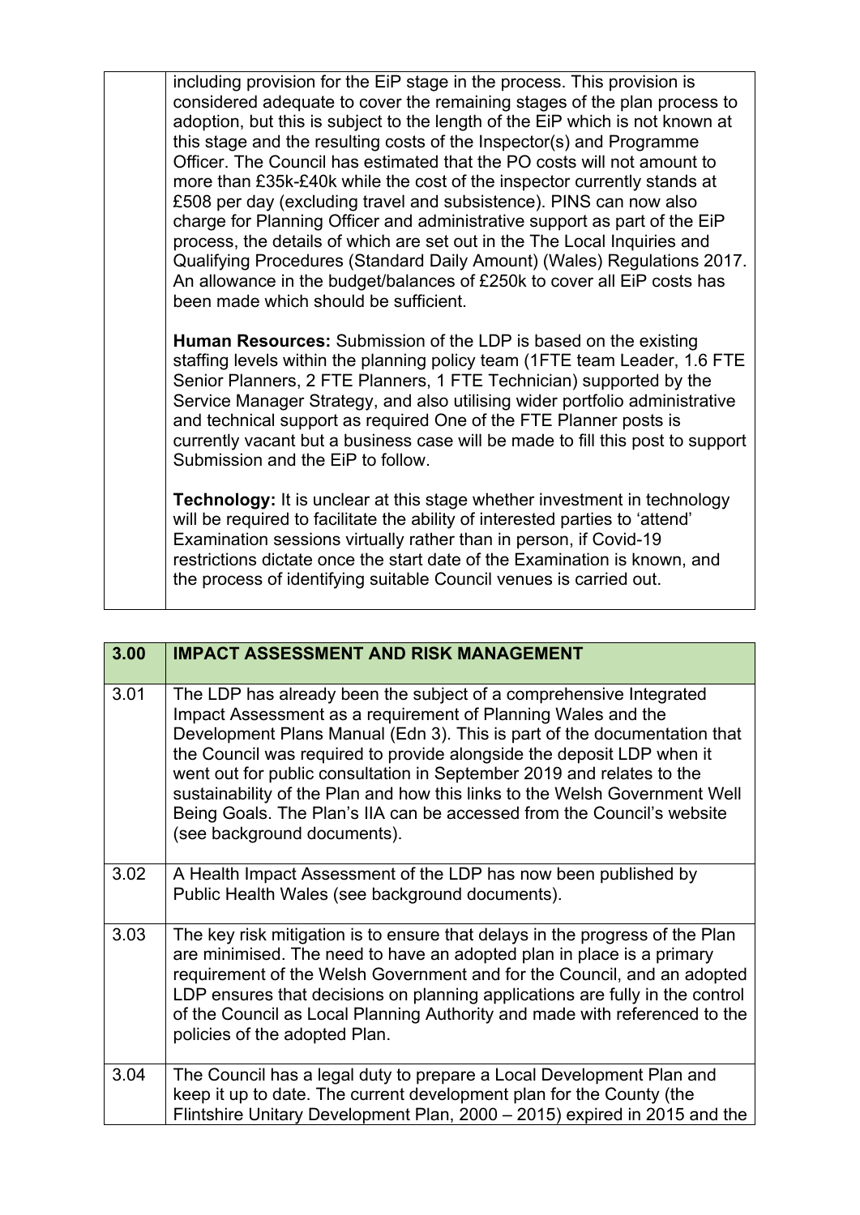| | |
|---|---|
| | including provision for the EiP stage in the process. This provision is considered adequate to cover the remaining stages of the plan process to adoption, but this is subject to the length of the EiP which is not known at this stage and the resulting costs of the Inspector(s) and Programme Officer. The Council has estimated that the PO costs will not amount to more than £35k-£40k while the cost of the inspector currently stands at £508 per day (excluding travel and subsistence). PINS can now also charge for Planning Officer and administrative support as part of the EiP process, the details of which are set out in the The Local Inquiries and Qualifying Procedures (Standard Daily Amount) (Wales) Regulations 2017. An allowance in the budget/balances of £250k to cover all EiP costs has been made which should be sufficient.<br><br>**Human Resources:** Submission of the LDP is based on the existing staffing levels within the planning policy team (1FTE team Leader, 1.6 FTE Senior Planners, 2 FTE Planners, 1 FTE Technician) supported by the Service Manager Strategy, and also utilising wider portfolio administrative and technical support as required One of the FTE Planner posts is currently vacant but a business case will be made to fill this post to support Submission and the EiP to follow.<br><br>**Technology:** It is unclear at this stage whether investment in technology will be required to facilitate the ability of interested parties to 'attend' Examination sessions virtually rather than in person, if Covid-19 restrictions dictate once the start date of the Examination is known, and the process of identifying suitable Council venues is carried out. |

| 3.00 | IMPACT ASSESSMENT AND RISK MANAGEMENT |
|---|---|
| 3.01 | The LDP has already been the subject of a comprehensive Integrated Impact Assessment as a requirement of Planning Wales and the Development Plans Manual (Edn 3). This is part of the documentation that the Council was required to provide alongside the deposit LDP when it went out for public consultation in September 2019 and relates to the sustainability of the Plan and how this links to the Welsh Government Well Being Goals. The Plan's IIA can be accessed from the Council's website (see background documents). |
| 3.02 | A Health Impact Assessment of the LDP has now been published by Public Health Wales (see background documents). |
| 3.03 | The key risk mitigation is to ensure that delays in the progress of the Plan are minimised. The need to have an adopted plan in place is a primary requirement of the Welsh Government and for the Council, and an adopted LDP ensures that decisions on planning applications are fully in the control of the Council as Local Planning Authority and made with referenced to the policies of the adopted Plan. |
| 3.04 | The Council has a legal duty to prepare a Local Development Plan and keep it up to date. The current development plan for the County (the Flintshire Unitary Development Plan, 2000 – 2015) expired in 2015 and the |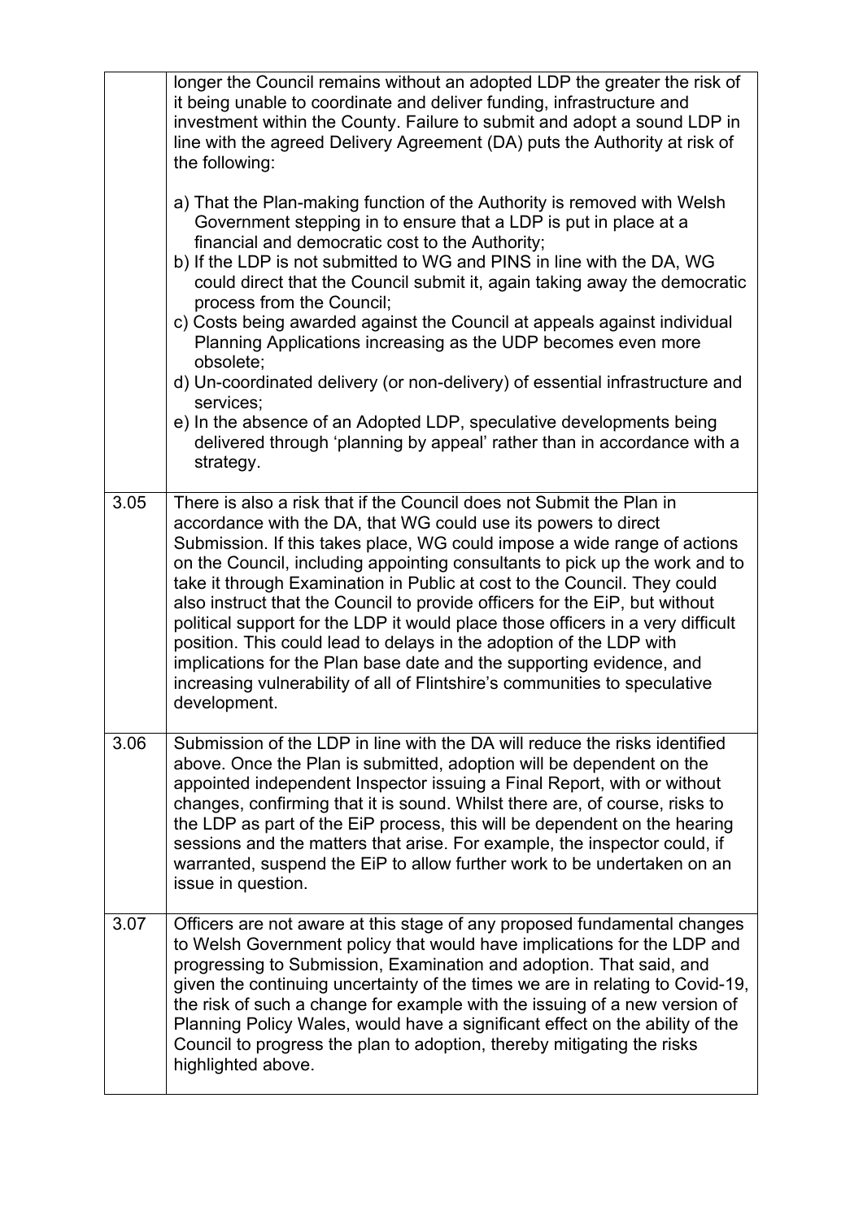| | |
|---|---|
| | longer the Council remains without an adopted LDP the greater the risk of it being unable to coordinate and deliver funding, infrastructure and investment within the County. Failure to submit and adopt a sound LDP in line with the agreed Delivery Agreement (DA) puts the Authority at risk of the following:<br><br>a) That the Plan-making function of the Authority is removed with Welsh Government stepping in to ensure that a LDP is put in place at a financial and democratic cost to the Authority;<br>b) If the LDP is not submitted to WG and PINS in line with the DA, WG could direct that the Council submit it, again taking away the democratic process from the Council;<br>c) Costs being awarded against the Council at appeals against individual Planning Applications increasing as the UDP becomes even more obsolete;<br>d) Un-coordinated delivery (or non-delivery) of essential infrastructure and services;<br>e) In the absence of an Adopted LDP, speculative developments being delivered through 'planning by appeal' rather than in accordance with a strategy. |
| 3.05 | There is also a risk that if the Council does not Submit the Plan in accordance with the DA, that WG could use its powers to direct Submission. If this takes place, WG could impose a wide range of actions on the Council, including appointing consultants to pick up the work and to take it through Examination in Public at cost to the Council. They could also instruct that the Council to provide officers for the EiP, but without political support for the LDP it would place those officers in a very difficult position. This could lead to delays in the adoption of the LDP with implications for the Plan base date and the supporting evidence, and increasing vulnerability of all of Flintshire's communities to speculative development. |
| 3.06 | Submission of the LDP in line with the DA will reduce the risks identified above. Once the Plan is submitted, adoption will be dependent on the appointed independent Inspector issuing a Final Report, with or without changes, confirming that it is sound. Whilst there are, of course, risks to the LDP as part of the EiP process, this will be dependent on the hearing sessions and the matters that arise. For example, the inspector could, if warranted, suspend the EiP to allow further work to be undertaken on an issue in question. |
| 3.07 | Officers are not aware at this stage of any proposed fundamental changes to Welsh Government policy that would have implications for the LDP and progressing to Submission, Examination and adoption. That said, and given the continuing uncertainty of the times we are in relating to Covid-19, the risk of such a change for example with the issuing of a new version of Planning Policy Wales, would have a significant effect on the ability of the Council to progress the plan to adoption, thereby mitigating the risks highlighted above. |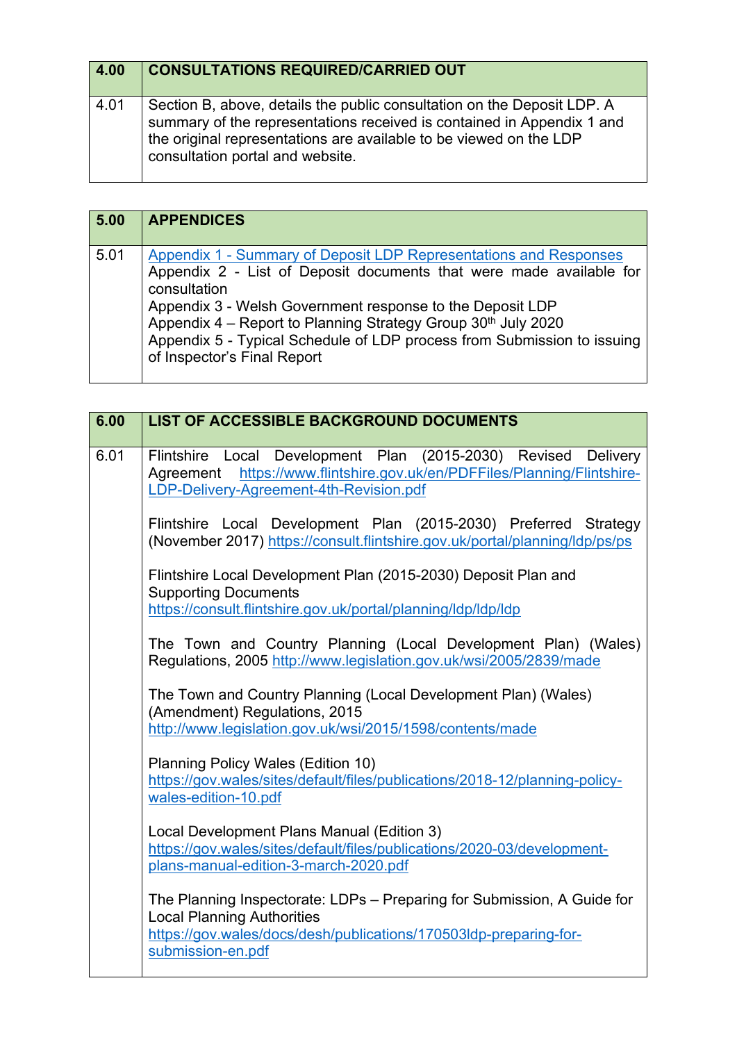| 4.00 | CONSULTATIONS REQUIRED/CARRIED OUT |
|---|---|
| 4.01 | Section B, above, details the public consultation on the Deposit LDP. A summary of the representations received is contained in Appendix 1 and the original representations are available to be viewed on the LDP consultation portal and website. |

| 5.00 | APPENDICES |
|---|---|
| 5.01 | Appendix 1 - Summary of Deposit LDP Representations and Responses<br>Appendix 2 - List of Deposit documents that were made available for consultation<br>Appendix 3 - Welsh Government response to the Deposit LDP<br>Appendix 4 – Report to Planning Strategy Group 30th July 2020<br>Appendix 5 - Typical Schedule of LDP process from Submission to issuing of Inspector's Final Report |

| 6.00 | LIST OF ACCESSIBLE BACKGROUND DOCUMENTS |
|---|---|
| 6.01 | Flintshire Local Development Plan (2015-2030) Revised Delivery Agreement https://www.flintshire.gov.uk/en/PDFFiles/Planning/Flintshire-LDP-Delivery-Agreement-4th-Revision.pdf<br><br>Flintshire Local Development Plan (2015-2030) Preferred Strategy (November 2017) https://consult.flintshire.gov.uk/portal/planning/ldp/ps/ps<br><br>Flintshire Local Development Plan (2015-2030) Deposit Plan and Supporting Documents https://consult.flintshire.gov.uk/portal/planning/ldp/ldp/ldp<br><br>The Town and Country Planning (Local Development Plan) (Wales) Regulations, 2005 http://www.legislation.gov.uk/wsi/2005/2839/made<br><br>The Town and Country Planning (Local Development Plan) (Wales) (Amendment) Regulations, 2015 http://www.legislation.gov.uk/wsi/2015/1598/contents/made<br><br>Planning Policy Wales (Edition 10) https://gov.wales/sites/default/files/publications/2018-12/planning-policy-wales-edition-10.pdf<br><br>Local Development Plans Manual (Edition 3) https://gov.wales/sites/default/files/publications/2020-03/development-plans-manual-edition-3-march-2020.pdf<br><br>The Planning Inspectorate: LDPs – Preparing for Submission, A Guide for Local Planning Authorities https://gov.wales/docs/desh/publications/170503ldp-preparing-for-submission-en.pdf |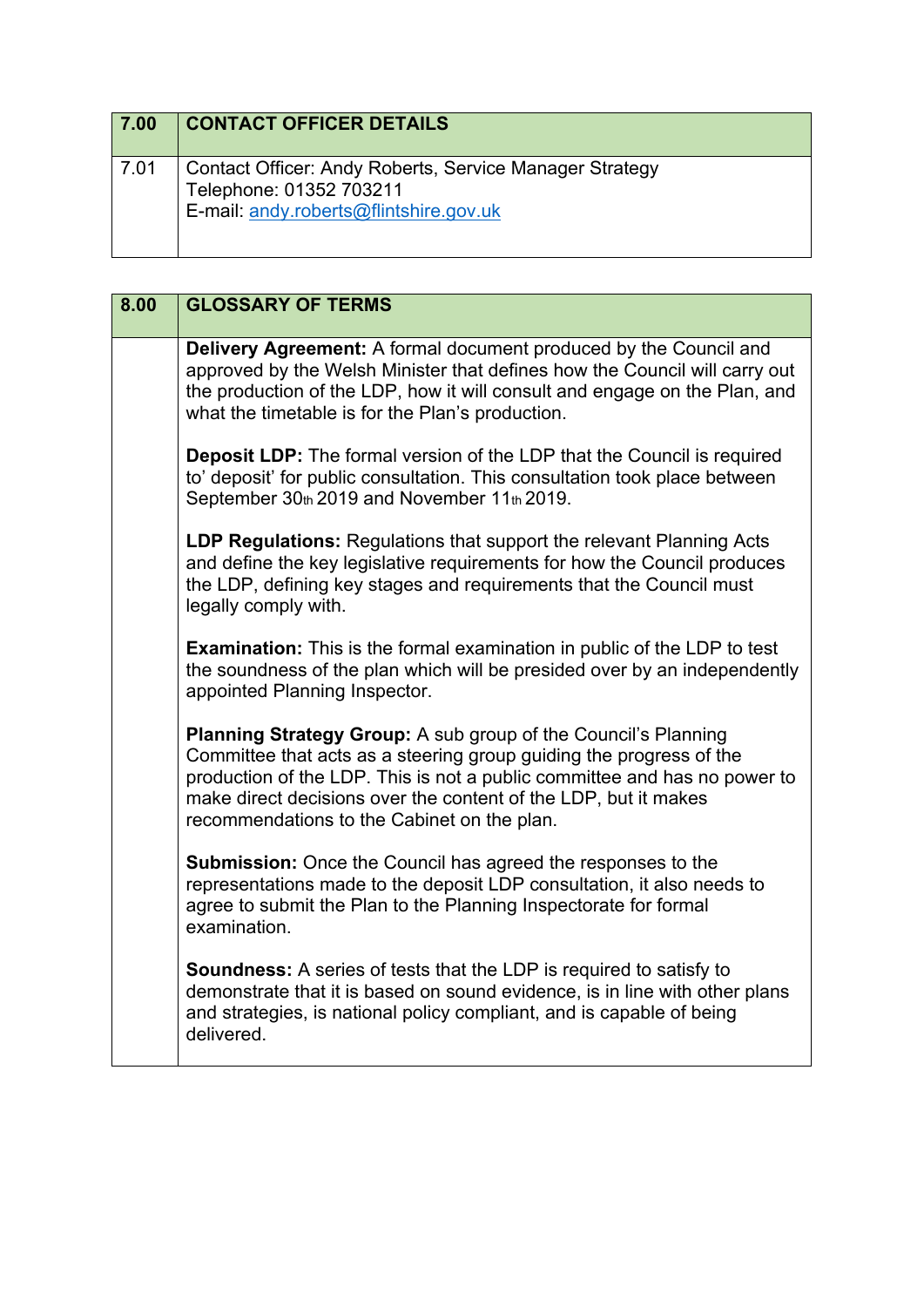| 7.00 | CONTACT OFFICER DETAILS |
|---|---|
| 7.01 | Contact Officer: Andy Roberts, Service Manager Strategy<br>Telephone: 01352 703211<br>E-mail: andy.roberts@flintshire.gov.uk |

| 8.00 | GLOSSARY OF TERMS |
|---|---|
| | **Delivery Agreement:** A formal document produced by the Council and approved by the Welsh Minister that defines how the Council will carry out the production of the LDP, how it will consult and engage on the Plan, and what the timetable is for the Plan's production.<br><br>**Deposit LDP:** The formal version of the LDP that the Council is required to' deposit' for public consultation. This consultation took place between September 30th 2019 and November 11th 2019.<br><br>**LDP Regulations:** Regulations that support the relevant Planning Acts and define the key legislative requirements for how the Council produces the LDP, defining key stages and requirements that the Council must legally comply with.<br><br>**Examination:** This is the formal examination in public of the LDP to test the soundness of the plan which will be presided over by an independently appointed Planning Inspector.<br><br>**Planning Strategy Group:** A sub group of the Council's Planning Committee that acts as a steering group guiding the progress of the production of the LDP. This is not a public committee and has no power to make direct decisions over the content of the LDP, but it makes recommendations to the Cabinet on the plan.<br><br>**Submission:** Once the Council has agreed the responses to the representations made to the deposit LDP consultation, it also needs to agree to submit the Plan to the Planning Inspectorate for formal examination.<br><br>**Soundness:** A series of tests that the LDP is required to satisfy to demonstrate that it is based on sound evidence, is in line with other plans and strategies, is national policy compliant, and is capable of being delivered. |